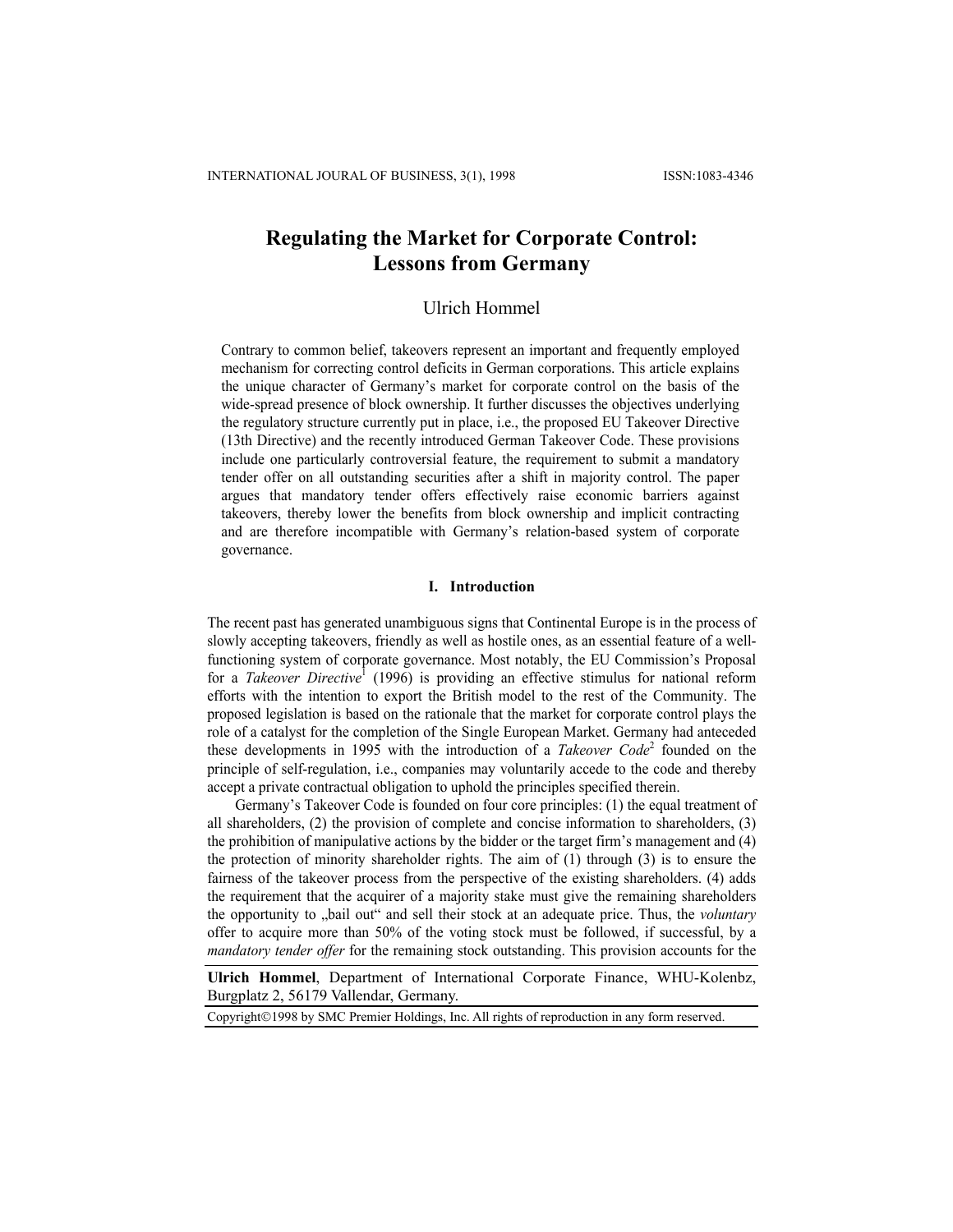# Regulating the Market for Corporate Control: Lessons from Germany

Ulrich Hommel

Contrary to common belief, takeovers represent an important and frequently employed mechanism for correcting control deficits in German corporations. This article explains the unique character of Germany's market for corporate control on the basis of the wide-spread presence of block ownership. It further discusses the objectives underlying the regulatory structure currently put in place, i.e., the proposed EU Takeover Directive (13th Directive) and the recently introduced German Takeover Code. These provisions include one particularly controversial feature, the requirement to submit a mandatory tender offer on all outstanding securities after a shift in majority control. The paper argues that mandatory tender offers effectively raise economic barriers against takeovers, thereby lower the benefits from block ownership and implicit contracting and are therefore incompatible with Germany's relation-based system of corporate governance.

## I. Introduction

The recent past has generated unambiguous signs that Continental Europe is in the process of slowly accepting takeovers, friendly as well as hostile ones, as an essential feature of a well-functioning system of corporate governance. Most notably, the EU Commission's Proposal for a *Takeover Directive*[1] (1996) is providing an effective stimulus for national reform efforts with the intention to export the British model to the rest of the Community. The proposed legislation is based on the rationale that the market for corporate control plays the role of a catalyst for the completion of the Single European Market. Germany had anteceded these developments in 1995 with the introduction of a *Takeover Code*[2] founded on the principle of self-regulation, i.e., companies may voluntarily accede to the code and thereby accept a private contractual obligation to uphold the principles specified therein.

Germany's Takeover Code is founded on four core principles: (1) the equal treatment of all shareholders, (2) the provision of complete and concise information to shareholders, (3) the prohibition of manipulative actions by the bidder or the target firm's management and (4) the protection of minority shareholder rights. The aim of (1) through (3) is to ensure the fairness of the takeover process from the perspective of the existing shareholders. (4) adds the requirement that the acquirer of a majority stake must give the remaining shareholders the opportunity to „bail out" and sell their stock at an adequate price. Thus, the *voluntary* offer to acquire more than 50% of the voting stock must be followed, if successful, by a *mandatory tender offer* for the remaining stock outstanding. This provision accounts for the

**Ulrich Hommel**, Department of International Corporate Finance, WHU-Kolenbz, Burgplatz 2, 56179 Vallendar, Germany.

Copyright©1998 by SMC Premier Holdings, Inc. All rights of reproduction in any form reserved.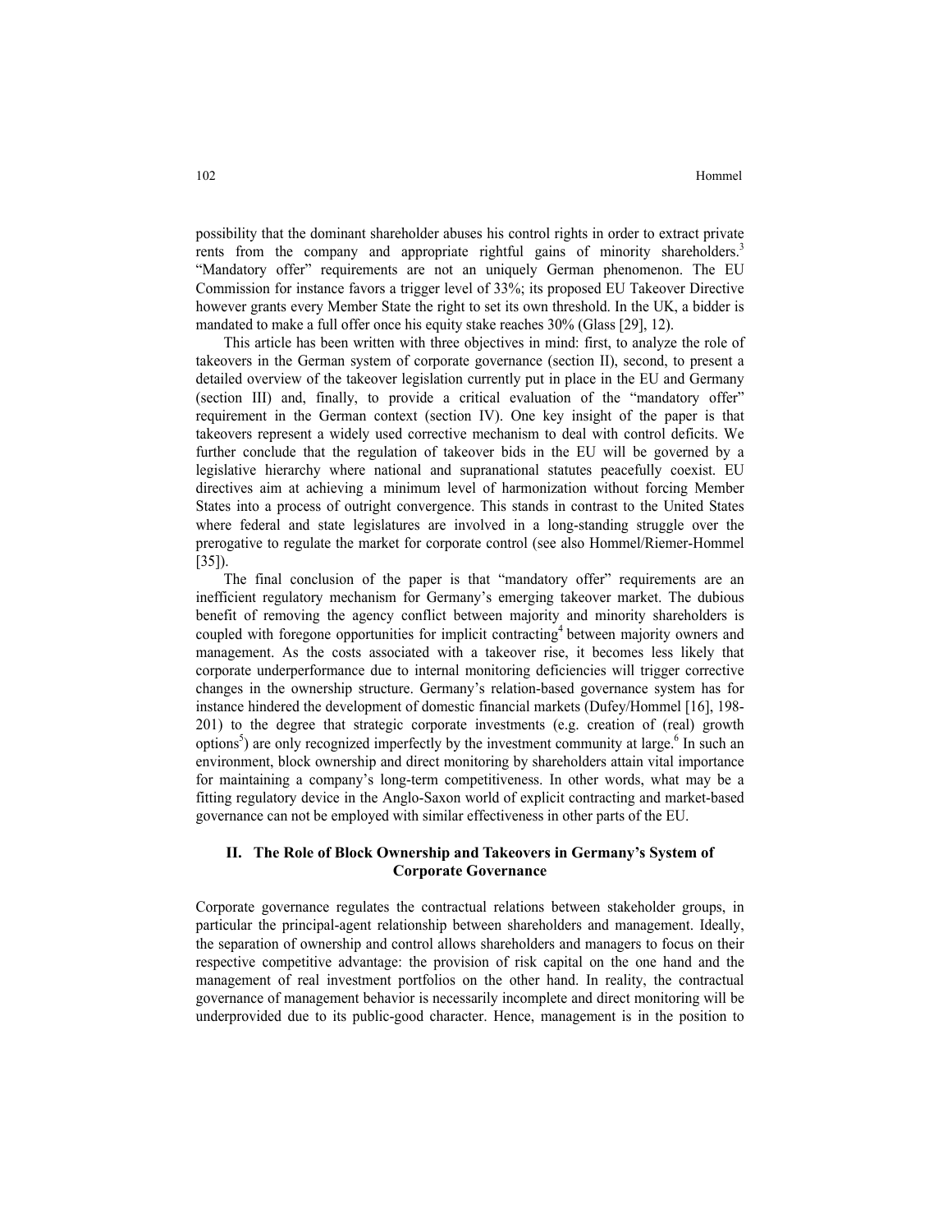possibility that the dominant shareholder abuses his control rights in order to extract private rents from the company and appropriate rightful gains of minority shareholders.[3] "Mandatory offer" requirements are not an uniquely German phenomenon. The EU Commission for instance favors a trigger level of 33%; its proposed EU Takeover Directive however grants every Member State the right to set its own threshold. In the UK, a bidder is mandated to make a full offer once his equity stake reaches 30% (Glass [29], 12).

This article has been written with three objectives in mind: first, to analyze the role of takeovers in the German system of corporate governance (section II), second, to present a detailed overview of the takeover legislation currently put in place in the EU and Germany (section III) and, finally, to provide a critical evaluation of the "mandatory offer" requirement in the German context (section IV). One key insight of the paper is that takeovers represent a widely used corrective mechanism to deal with control deficits. We further conclude that the regulation of takeover bids in the EU will be governed by a legislative hierarchy where national and supranational statutes peacefully coexist. EU directives aim at achieving a minimum level of harmonization without forcing Member States into a process of outright convergence. This stands in contrast to the United States where federal and state legislatures are involved in a long-standing struggle over the prerogative to regulate the market for corporate control (see also Hommel/Riemer-Hommel [35]).

The final conclusion of the paper is that "mandatory offer" requirements are an inefficient regulatory mechanism for Germany's emerging takeover market. The dubious benefit of removing the agency conflict between majority and minority shareholders is coupled with foregone opportunities for implicit contracting[4] between majority owners and management. As the costs associated with a takeover rise, it becomes less likely that corporate underperformance due to internal monitoring deficiencies will trigger corrective changes in the ownership structure. Germany's relation-based governance system has for instance hindered the development of domestic financial markets (Dufey/Hommel [16], 198-201) to the degree that strategic corporate investments (e.g. creation of (real) growth options[5]) are only recognized imperfectly by the investment community at large.[6] In such an environment, block ownership and direct monitoring by shareholders attain vital importance for maintaining a company's long-term competitiveness. In other words, what may be a fitting regulatory device in the Anglo-Saxon world of explicit contracting and market-based governance can not be employed with similar effectiveness in other parts of the EU.

## II. The Role of Block Ownership and Takeovers in Germany's System of Corporate Governance

Corporate governance regulates the contractual relations between stakeholder groups, in particular the principal-agent relationship between shareholders and management. Ideally, the separation of ownership and control allows shareholders and managers to focus on their respective competitive advantage: the provision of risk capital on the one hand and the management of real investment portfolios on the other hand. In reality, the contractual governance of management behavior is necessarily incomplete and direct monitoring will be underprovided due to its public-good character. Hence, management is in the position to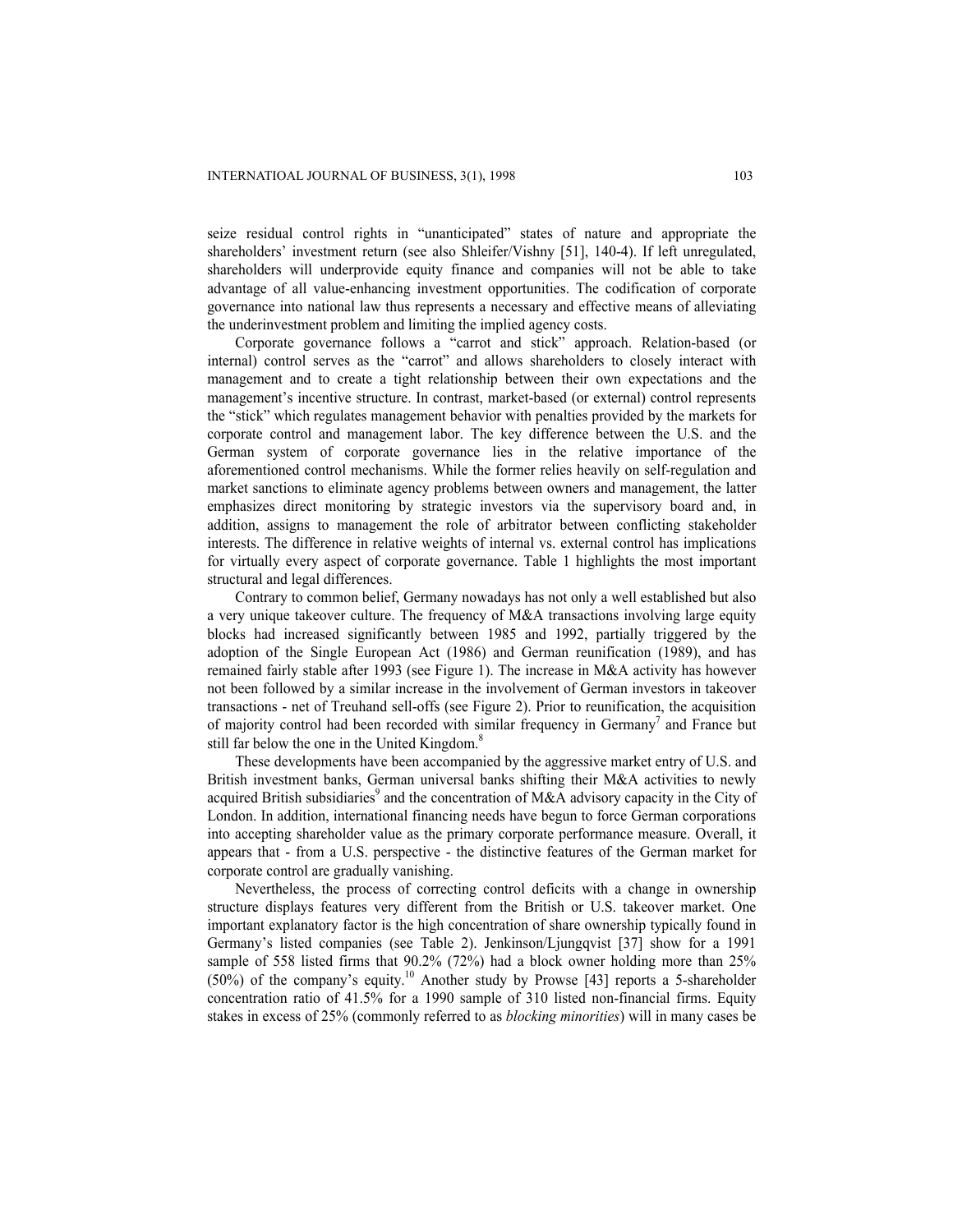seize residual control rights in "unanticipated" states of nature and appropriate the shareholders' investment return (see also Shleifer/Vishny [51], 140-4). If left unregulated, shareholders will underprovide equity finance and companies will not be able to take advantage of all value-enhancing investment opportunities. The codification of corporate governance into national law thus represents a necessary and effective means of alleviating the underinvestment problem and limiting the implied agency costs.

Corporate governance follows a "carrot and stick" approach. Relation-based (or internal) control serves as the "carrot" and allows shareholders to closely interact with management and to create a tight relationship between their own expectations and the management's incentive structure. In contrast, market-based (or external) control represents the "stick" which regulates management behavior with penalties provided by the markets for corporate control and management labor. The key difference between the U.S. and the German system of corporate governance lies in the relative importance of the aforementioned control mechanisms. While the former relies heavily on self-regulation and market sanctions to eliminate agency problems between owners and management, the latter emphasizes direct monitoring by strategic investors via the supervisory board and, in addition, assigns to management the role of arbitrator between conflicting stakeholder interests. The difference in relative weights of internal vs. external control has implications for virtually every aspect of corporate governance. Table 1 highlights the most important structural and legal differences.

Contrary to common belief, Germany nowadays has not only a well established but also a very unique takeover culture. The frequency of M&A transactions involving large equity blocks had increased significantly between 1985 and 1992, partially triggered by the adoption of the Single European Act (1986) and German reunification (1989), and has remained fairly stable after 1993 (see Figure 1). The increase in M&A activity has however not been followed by a similar increase in the involvement of German investors in takeover transactions - net of Treuhand sell-offs (see Figure 2). Prior to reunification, the acquisition of majority control had been recorded with similar frequency in Germany[7] and France but still far below the one in the United Kingdom.[8]

These developments have been accompanied by the aggressive market entry of U.S. and British investment banks, German universal banks shifting their M&A activities to newly acquired British subsidiaries[9] and the concentration of M&A advisory capacity in the City of London. In addition, international financing needs have begun to force German corporations into accepting shareholder value as the primary corporate performance measure. Overall, it appears that - from a U.S. perspective - the distinctive features of the German market for corporate control are gradually vanishing.

Nevertheless, the process of correcting control deficits with a change in ownership structure displays features very different from the British or U.S. takeover market. One important explanatory factor is the high concentration of share ownership typically found in Germany's listed companies (see Table 2). Jenkinson/Ljungqvist [37] show for a 1991 sample of 558 listed firms that 90.2% (72%) had a block owner holding more than 25% (50%) of the company's equity.[10] Another study by Prowse [43] reports a 5-shareholder concentration ratio of 41.5% for a 1990 sample of 310 listed non-financial firms. Equity stakes in excess of 25% (commonly referred to as *blocking minorities*) will in many cases be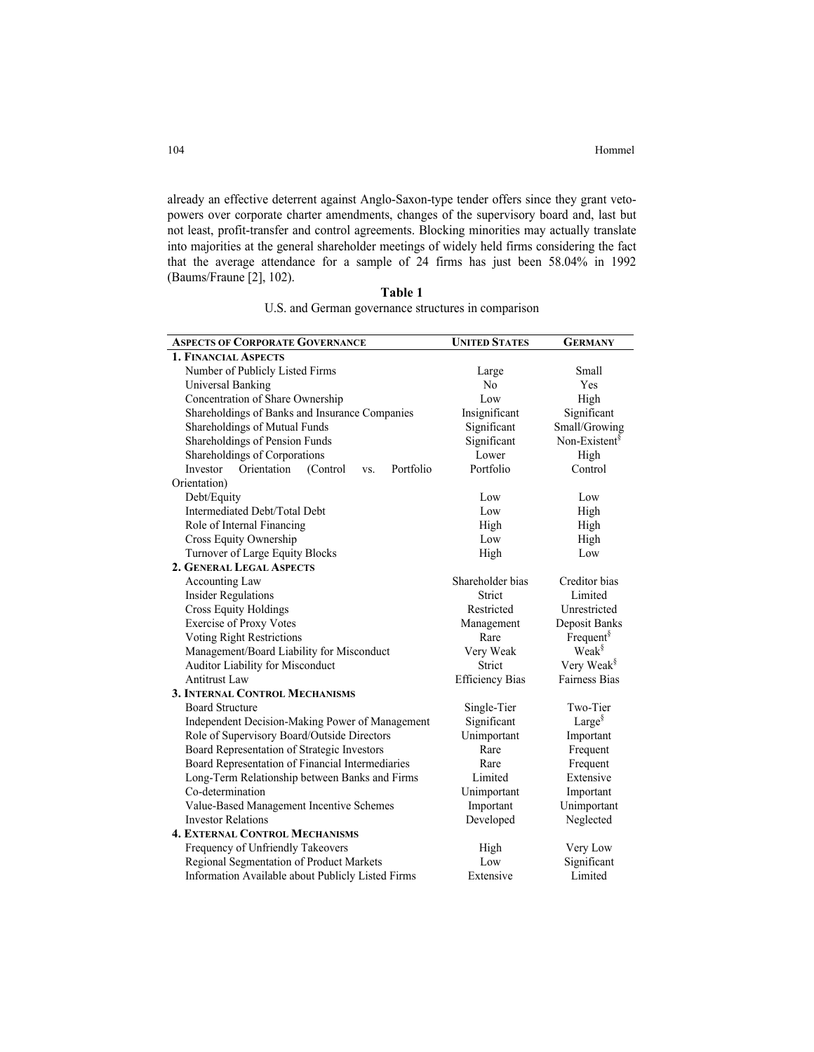already an effective deterrent against Anglo-Saxon-type tender offers since they grant veto-powers over corporate charter amendments, changes of the supervisory board and, last but not least, profit-transfer and control agreements. Blocking minorities may actually translate into majorities at the general shareholder meetings of widely held firms considering the fact that the average attendance for a sample of 24 firms has just been 58.04% in 1992 (Baums/Fraune [2], 102).

**Table 1**

U.S. and German governance structures in comparison

| Aspects of Corporate Governance | United States | Germany |
|---|---|---|
| **1. Financial Aspects** | | |
| Number of Publicly Listed Firms | Large | Small |
| Universal Banking | No | Yes |
| Concentration of Share Ownership | Low | High |
| Shareholdings of Banks and Insurance Companies | Insignificant | Significant |
| Shareholdings of Mutual Funds | Significant | Small/Growing |
| Shareholdings of Pension Funds | Significant | Non-Existent§ |
| Shareholdings of Corporations | Lower | High |
| Investor Orientation (Control vs. Portfolio Orientation) | Portfolio | Control |
| Debt/Equity | Low | Low |
| Intermediated Debt/Total Debt | Low | High |
| Role of Internal Financing | High | High |
| Cross Equity Ownership | Low | High |
| Turnover of Large Equity Blocks | High | Low |
| **2. General Legal Aspects** | | |
| Accounting Law | Shareholder bias | Creditor bias |
| Insider Regulations | Strict | Limited |
| Cross Equity Holdings | Restricted | Unrestricted |
| Exercise of Proxy Votes | Management | Deposit Banks |
| Voting Right Restrictions | Rare | Frequent§ |
| Management/Board Liability for Misconduct | Very Weak | Weak§ |
| Auditor Liability for Misconduct | Strict | Very Weak§ |
| Antitrust Law | Efficiency Bias | Fairness Bias |
| **3. Internal Control Mechanisms** | | |
| Board Structure | Single-Tier | Two-Tier |
| Independent Decision-Making Power of Management | Significant | Large§ |
| Role of Supervisory Board/Outside Directors | Unimportant | Important |
| Board Representation of Strategic Investors | Rare | Frequent |
| Board Representation of Financial Intermediaries | Rare | Frequent |
| Long-Term Relationship between Banks and Firms | Limited | Extensive |
| Co-determination | Unimportant | Important |
| Value-Based Management Incentive Schemes | Important | Unimportant |
| Investor Relations | Developed | Neglected |
| **4. External Control Mechanisms** | | |
| Frequency of Unfriendly Takeovers | High | Very Low |
| Regional Segmentation of Product Markets | Low | Significant |
| Information Available about Publicly Listed Firms | Extensive | Limited |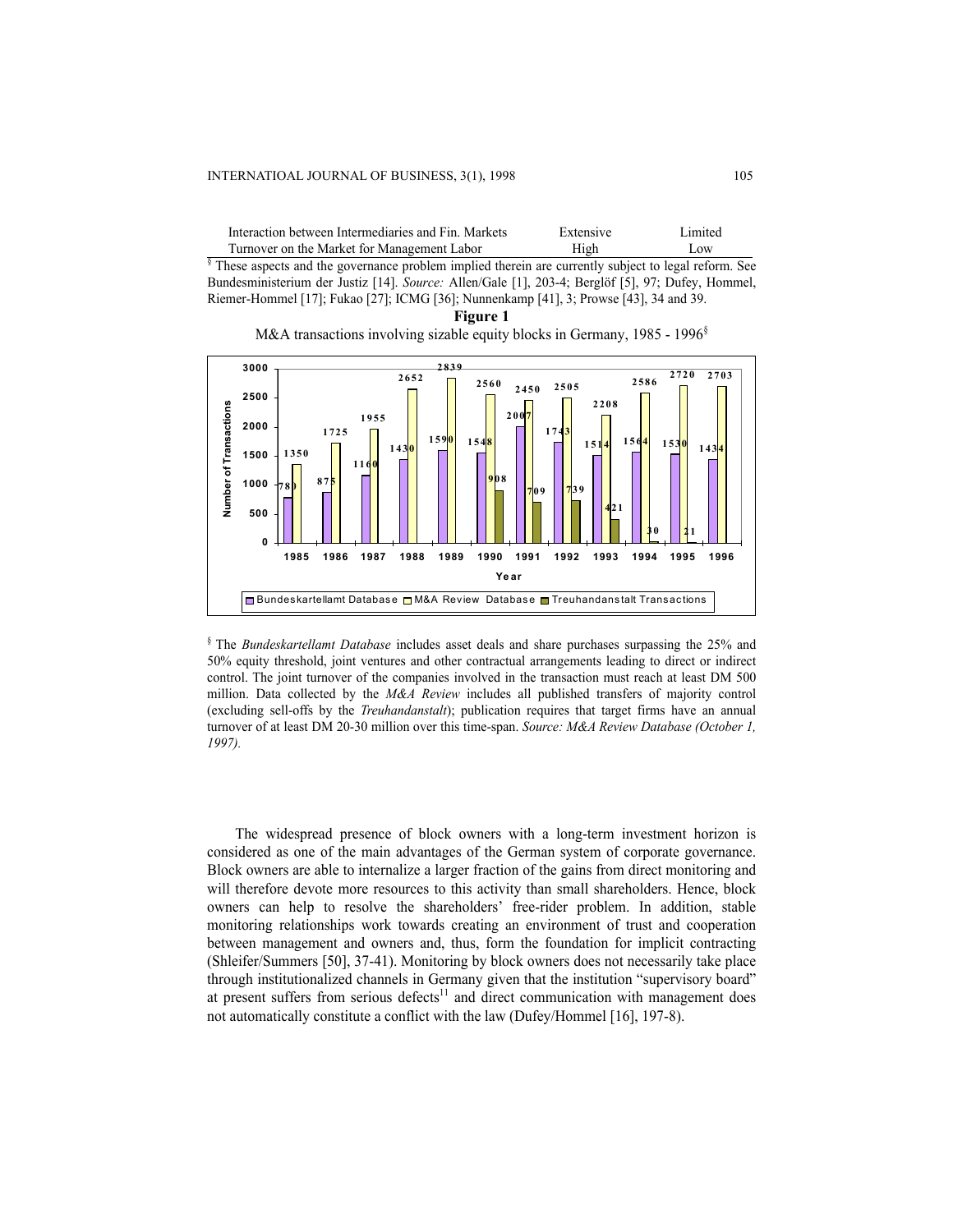| | | |
|---|---|---|
| Interaction between Intermediaries and Fin. Markets | Extensive | Limited |
| Turnover on the Market for Management Labor | High | Low |

[§] These aspects and the governance problem implied therein are currently subject to legal reform. See Bundesministerium der Justiz [14]. *Source:* Allen/Gale [1], 203-4; Berglöf [5], 97; Dufey, Hommel, Riemer-Hommel [17]; Fukao [27]; ICMG [36]; Nunnenkamp [41], 3; Prowse [43], 34 and 39.

**Figure 1**

M&A transactions involving sizable equity blocks in Germany, 1985 - 1996[§]

| Year | Bundeskartellamt Database | M&A Review Database | Treuhandanstalt Transactions |
|---|---|---|---|
| 1985 | 780 | 1350 | |
| 1986 | 875 | 1725 | |
| 1987 | 1160 | 1955 | |
| 1988 | 1430 | 2652 | |
| 1989 | 1590 | 2839 | |
| 1990 | 1548 | 2560 | 908 |
| 1991 | 2007 | 2450 | 709 |
| 1992 | 1743 | 2505 | 739 |
| 1993 | 1514 | 2208 | 421 |
| 1994 | 1564 | 2586 | 30 |
| 1995 | 1530 | 2720 | 21 |
| 1996 | 1434 | 2703 | |

[§] The *Bundeskartellamt Database* includes asset deals and share purchases surpassing the 25% and 50% equity threshold, joint ventures and other contractual arrangements leading to direct or indirect control. The joint turnover of the companies involved in the transaction must reach at least DM 500 million. Data collected by the *M&A Review* includes all published transfers of majority control (excluding sell-offs by the *Treuhandanstalt*); publication requires that target firms have an annual turnover of at least DM 20-30 million over this time-span. *Source: M&A Review Database (October 1, 1997).*

The widespread presence of block owners with a long-term investment horizon is considered as one of the main advantages of the German system of corporate governance. Block owners are able to internalize a larger fraction of the gains from direct monitoring and will therefore devote more resources to this activity than small shareholders. Hence, block owners can help to resolve the shareholders' free-rider problem. In addition, stable monitoring relationships work towards creating an environment of trust and cooperation between management and owners and, thus, form the foundation for implicit contracting (Shleifer/Summers [50], 37-41). Monitoring by block owners does not necessarily take place through institutionalized channels in Germany given that the institution "supervisory board" at present suffers from serious defects[11] and direct communication with management does not automatically constitute a conflict with the law (Dufey/Hommel [16], 197-8).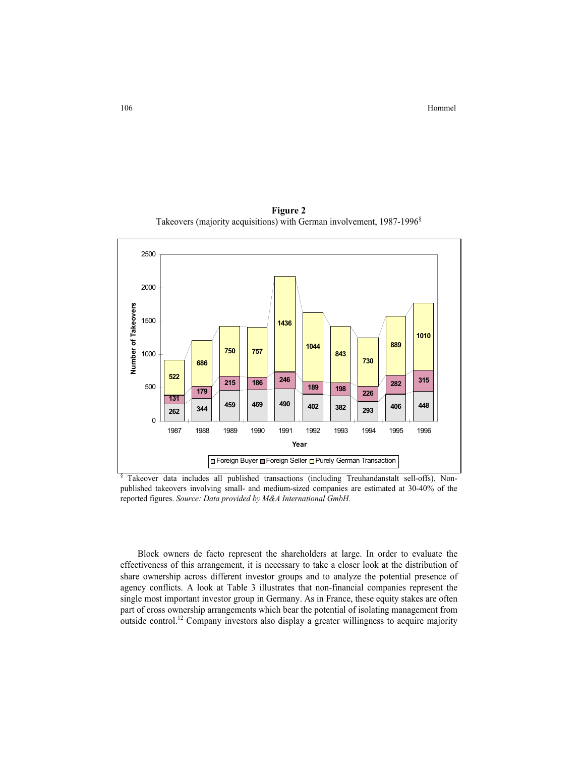**Figure 2**
Takeovers (majority acquisitions) with German involvement, 1987-1996[§]

| Year | Foreign Buyer | Foreign Seller | Purely German Transaction |
|---|---|---|---|
| 1987 | 262 | 131 | 522 |
| 1988 | 344 | 179 | 686 |
| 1989 | 459 | 215 | 750 |
| 1990 | 469 | 186 | 757 |
| 1991 | 490 | 246 | 1436 |
| 1992 | 402 | 189 | 1044 |
| 1993 | 382 | 198 | 843 |
| 1994 | 293 | 226 | 730 |
| 1995 | 406 | 282 | 889 |
| 1996 | 448 | 315 | 1010 |

[§] Takeover data includes all published transactions (including Treuhandanstalt sell-offs). Non-published takeovers involving small- and medium-sized companies are estimated at 30-40% of the reported figures. *Source: Data provided by M&A International GmbH.*

Block owners de facto represent the shareholders at large. In order to evaluate the effectiveness of this arrangement, it is necessary to take a closer look at the distribution of share ownership across different investor groups and to analyze the potential presence of agency conflicts. A look at Table 3 illustrates that non-financial companies represent the single most important investor group in Germany. As in France, these equity stakes are often part of cross ownership arrangements which bear the potential of isolating management from outside control.[12] Company investors also display a greater willingness to acquire majority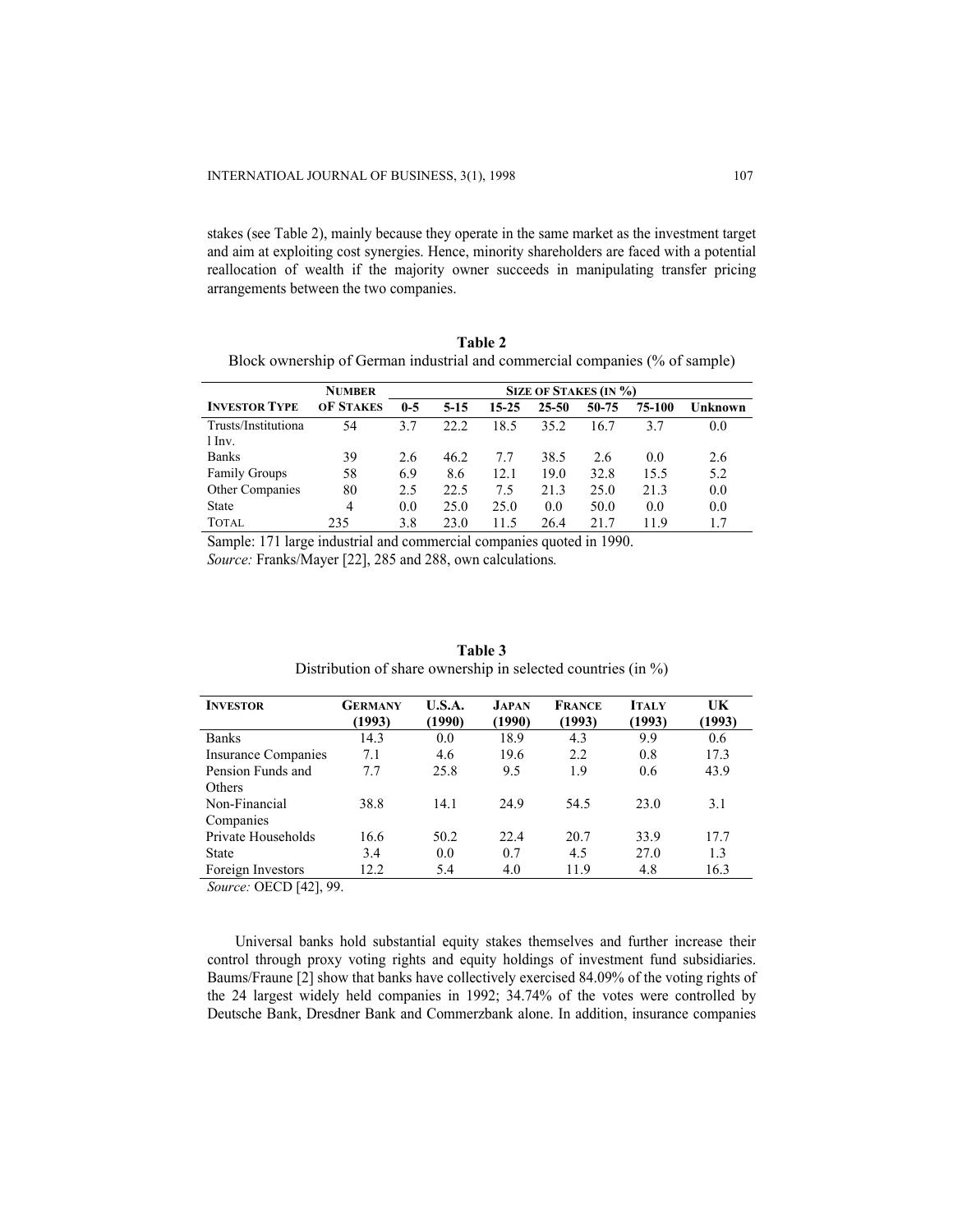stakes (see Table 2), mainly because they operate in the same market as the investment target and aim at exploiting cost synergies. Hence, minority shareholders are faced with a potential reallocation of wealth if the majority owner succeeds in manipulating transfer pricing arrangements between the two companies.

**Table 2**
Block ownership of German industrial and commercial companies (% of sample)

| | NUMBER | SIZE OF STAKES (IN %) | | | | | | |
|---|---|---|---|---|---|---|---|---|
| INVESTOR TYPE | OF STAKES | 0-5 | 5-15 | 15-25 | 25-50 | 50-75 | 75-100 | Unknown |
| Trusts/Institutional Inv. | 54 | 3.7 | 22.2 | 18.5 | 35.2 | 16.7 | 3.7 | 0.0 |
| Banks | 39 | 2.6 | 46.2 | 7.7 | 38.5 | 2.6 | 0.0 | 2.6 |
| Family Groups | 58 | 6.9 | 8.6 | 12.1 | 19.0 | 32.8 | 15.5 | 5.2 |
| Other Companies | 80 | 2.5 | 22.5 | 7.5 | 21.3 | 25.0 | 21.3 | 0.0 |
| State | 4 | 0.0 | 25.0 | 25.0 | 0.0 | 50.0 | 0.0 | 0.0 |
| TOTAL | 235 | 3.8 | 23.0 | 11.5 | 26.4 | 21.7 | 11.9 | 1.7 |

Sample: 171 large industrial and commercial companies quoted in 1990.
*Source:* Franks/Mayer [22], 285 and 288, own calculations.

**Table 3**
Distribution of share ownership in selected countries (in %)

| INVESTOR | GERMANY (1993) | U.S.A. (1990) | JAPAN (1990) | FRANCE (1993) | ITALY (1993) | UK (1993) |
|---|---|---|---|---|---|---|
| Banks | 14.3 | 0.0 | 18.9 | 4.3 | 9.9 | 0.6 |
| Insurance Companies | 7.1 | 4.6 | 19.6 | 2.2 | 0.8 | 17.3 |
| Pension Funds and Others | 7.7 | 25.8 | 9.5 | 1.9 | 0.6 | 43.9 |
| Non-Financial Companies | 38.8 | 14.1 | 24.9 | 54.5 | 23.0 | 3.1 |
| Private Households | 16.6 | 50.2 | 22.4 | 20.7 | 33.9 | 17.7 |
| State | 3.4 | 0.0 | 0.7 | 4.5 | 27.0 | 1.3 |
| Foreign Investors | 12.2 | 5.4 | 4.0 | 11.9 | 4.8 | 16.3 |

*Source:* OECD [42], 99.

Universal banks hold substantial equity stakes themselves and further increase their control through proxy voting rights and equity holdings of investment fund subsidiaries. Baums/Fraune [2] show that banks have collectively exercised 84.09% of the voting rights of the 24 largest widely held companies in 1992; 34.74% of the votes were controlled by Deutsche Bank, Dresdner Bank and Commerzbank alone. In addition, insurance companies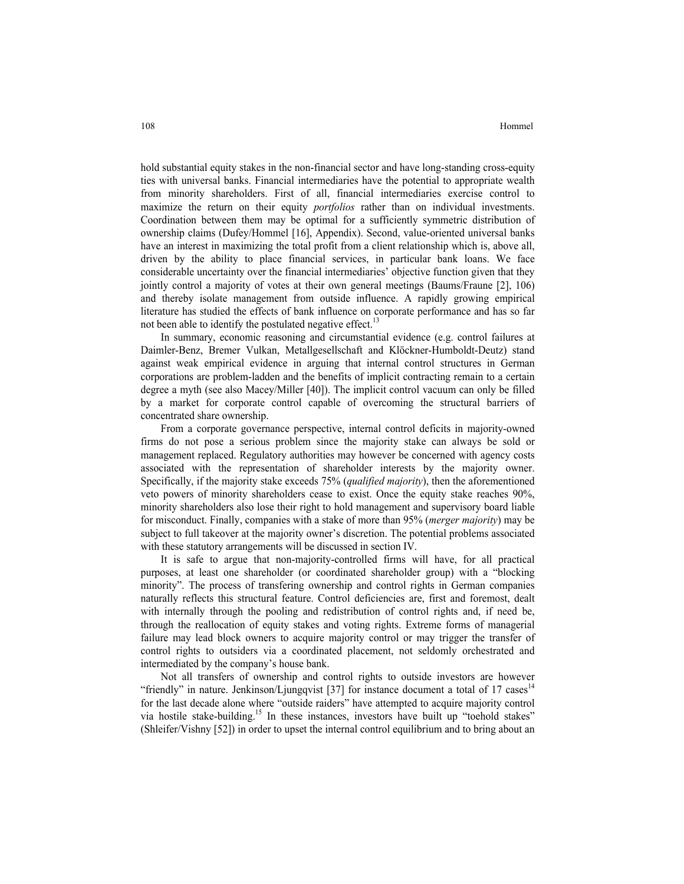hold substantial equity stakes in the non-financial sector and have long-standing cross-equity ties with universal banks. Financial intermediaries have the potential to appropriate wealth from minority shareholders. First of all, financial intermediaries exercise control to maximize the return on their equity *portfolios* rather than on individual investments. Coordination between them may be optimal for a sufficiently symmetric distribution of ownership claims (Dufey/Hommel [16], Appendix). Second, value-oriented universal banks have an interest in maximizing the total profit from a client relationship which is, above all, driven by the ability to place financial services, in particular bank loans. We face considerable uncertainty over the financial intermediaries' objective function given that they jointly control a majority of votes at their own general meetings (Baums/Fraune [2], 106) and thereby isolate management from outside influence. A rapidly growing empirical literature has studied the effects of bank influence on corporate performance and has so far not been able to identify the postulated negative effect.[13]

In summary, economic reasoning and circumstantial evidence (e.g. control failures at Daimler-Benz, Bremer Vulkan, Metallgesellschaft and Klöckner-Humboldt-Deutz) stand against weak empirical evidence in arguing that internal control structures in German corporations are problem-ladden and the benefits of implicit contracting remain to a certain degree a myth (see also Macey/Miller [40]). The implicit control vacuum can only be filled by a market for corporate control capable of overcoming the structural barriers of concentrated share ownership.

From a corporate governance perspective, internal control deficits in majority-owned firms do not pose a serious problem since the majority stake can always be sold or management replaced. Regulatory authorities may however be concerned with agency costs associated with the representation of shareholder interests by the majority owner. Specifically, if the majority stake exceeds 75% (*qualified majority*), then the aforementioned veto powers of minority shareholders cease to exist. Once the equity stake reaches 90%, minority shareholders also lose their right to hold management and supervisory board liable for misconduct. Finally, companies with a stake of more than 95% (*merger majority*) may be subject to full takeover at the majority owner's discretion. The potential problems associated with these statutory arrangements will be discussed in section IV.

It is safe to argue that non-majority-controlled firms will have, for all practical purposes, at least one shareholder (or coordinated shareholder group) with a "blocking minority". The process of transfering ownership and control rights in German companies naturally reflects this structural feature. Control deficiencies are, first and foremost, dealt with internally through the pooling and redistribution of control rights and, if need be, through the reallocation of equity stakes and voting rights. Extreme forms of managerial failure may lead block owners to acquire majority control or may trigger the transfer of control rights to outsiders via a coordinated placement, not seldomly orchestrated and intermediated by the company's house bank.

Not all transfers of ownership and control rights to outside investors are however "friendly" in nature. Jenkinson/Ljungqvist [37] for instance document a total of 17 cases[14] for the last decade alone where "outside raiders" have attempted to acquire majority control via hostile stake-building.[15] In these instances, investors have built up "toehold stakes" (Shleifer/Vishny [52]) in order to upset the internal control equilibrium and to bring about an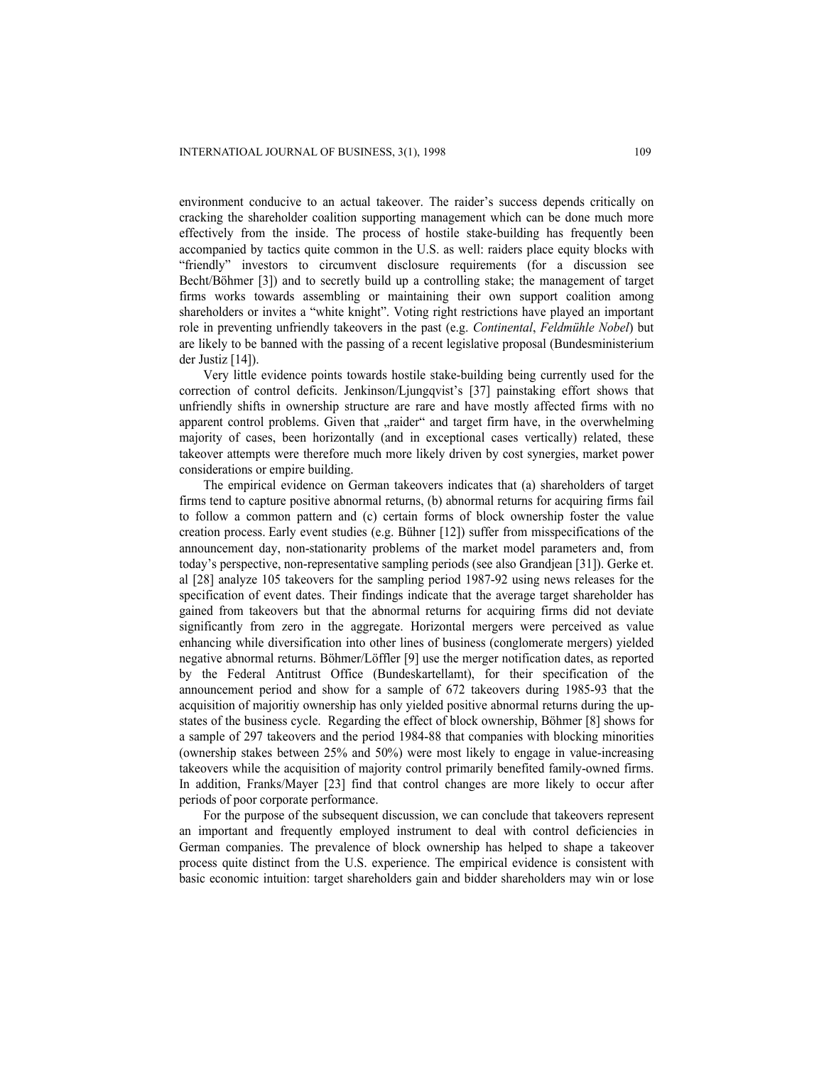environment conducive to an actual takeover. The raider's success depends critically on cracking the shareholder coalition supporting management which can be done much more effectively from the inside. The process of hostile stake-building has frequently been accompanied by tactics quite common in the U.S. as well: raiders place equity blocks with "friendly" investors to circumvent disclosure requirements (for a discussion see Becht/Böhmer [3]) and to secretly build up a controlling stake; the management of target firms works towards assembling or maintaining their own support coalition among shareholders or invites a "white knight". Voting right restrictions have played an important role in preventing unfriendly takeovers in the past (e.g. *Continental*, *Feldmühle Nobel*) but are likely to be banned with the passing of a recent legislative proposal (Bundesministerium der Justiz [14]).

Very little evidence points towards hostile stake-building being currently used for the correction of control deficits. Jenkinson/Ljungqvist's [37] painstaking effort shows that unfriendly shifts in ownership structure are rare and have mostly affected firms with no apparent control problems. Given that „raider" and target firm have, in the overwhelming majority of cases, been horizontally (and in exceptional cases vertically) related, these takeover attempts were therefore much more likely driven by cost synergies, market power considerations or empire building.

The empirical evidence on German takeovers indicates that (a) shareholders of target firms tend to capture positive abnormal returns, (b) abnormal returns for acquiring firms fail to follow a common pattern and (c) certain forms of block ownership foster the value creation process. Early event studies (e.g. Bühner [12]) suffer from misspecifications of the announcement day, non-stationarity problems of the market model parameters and, from today's perspective, non-representative sampling periods (see also Grandjean [31]). Gerke et. al [28] analyze 105 takeovers for the sampling period 1987-92 using news releases for the specification of event dates. Their findings indicate that the average target shareholder has gained from takeovers but that the abnormal returns for acquiring firms did not deviate significantly from zero in the aggregate. Horizontal mergers were perceived as value enhancing while diversification into other lines of business (conglomerate mergers) yielded negative abnormal returns. Böhmer/Löffler [9] use the merger notification dates, as reported by the Federal Antitrust Office (Bundeskartellamt), for their specification of the announcement period and show for a sample of 672 takeovers during 1985-93 that the acquisition of majoritiy ownership has only yielded positive abnormal returns during the up-states of the business cycle. Regarding the effect of block ownership, Böhmer [8] shows for a sample of 297 takeovers and the period 1984-88 that companies with blocking minorities (ownership stakes between 25% and 50%) were most likely to engage in value-increasing takeovers while the acquisition of majority control primarily benefited family-owned firms. In addition, Franks/Mayer [23] find that control changes are more likely to occur after periods of poor corporate performance.

For the purpose of the subsequent discussion, we can conclude that takeovers represent an important and frequently employed instrument to deal with control deficiencies in German companies. The prevalence of block ownership has helped to shape a takeover process quite distinct from the U.S. experience. The empirical evidence is consistent with basic economic intuition: target shareholders gain and bidder shareholders may win or lose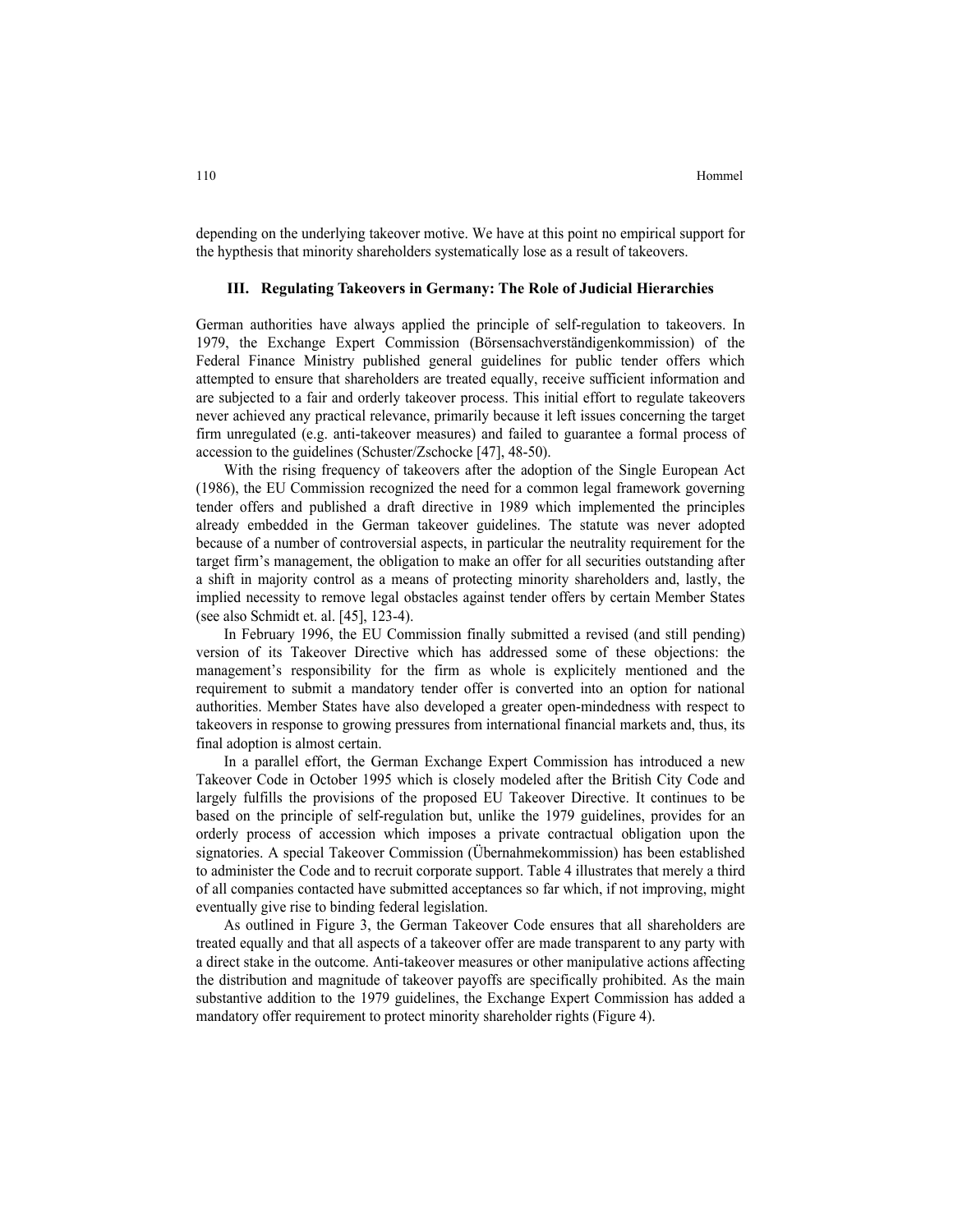depending on the underlying takeover motive. We have at this point no empirical support for the hypthesis that minority shareholders systematically lose as a result of takeovers.

## III. Regulating Takeovers in Germany: The Role of Judicial Hierarchies

German authorities have always applied the principle of self-regulation to takeovers. In 1979, the Exchange Expert Commission (Börsensachverständigenkommission) of the Federal Finance Ministry published general guidelines for public tender offers which attempted to ensure that shareholders are treated equally, receive sufficient information and are subjected to a fair and orderly takeover process. This initial effort to regulate takeovers never achieved any practical relevance, primarily because it left issues concerning the target firm unregulated (e.g. anti-takeover measures) and failed to guarantee a formal process of accession to the guidelines (Schuster/Zschocke [47], 48-50).

With the rising frequency of takeovers after the adoption of the Single European Act (1986), the EU Commission recognized the need for a common legal framework governing tender offers and published a draft directive in 1989 which implemented the principles already embedded in the German takeover guidelines. The statute was never adopted because of a number of controversial aspects, in particular the neutrality requirement for the target firm's management, the obligation to make an offer for all securities outstanding after a shift in majority control as a means of protecting minority shareholders and, lastly, the implied necessity to remove legal obstacles against tender offers by certain Member States (see also Schmidt et. al. [45], 123-4).

In February 1996, the EU Commission finally submitted a revised (and still pending) version of its Takeover Directive which has addressed some of these objections: the management's responsibility for the firm as whole is explicitely mentioned and the requirement to submit a mandatory tender offer is converted into an option for national authorities. Member States have also developed a greater open-mindedness with respect to takeovers in response to growing pressures from international financial markets and, thus, its final adoption is almost certain.

In a parallel effort, the German Exchange Expert Commission has introduced a new Takeover Code in October 1995 which is closely modeled after the British City Code and largely fulfills the provisions of the proposed EU Takeover Directive. It continues to be based on the principle of self-regulation but, unlike the 1979 guidelines, provides for an orderly process of accession which imposes a private contractual obligation upon the signatories. A special Takeover Commission (Übernahmekommission) has been established to administer the Code and to recruit corporate support. Table 4 illustrates that merely a third of all companies contacted have submitted acceptances so far which, if not improving, might eventually give rise to binding federal legislation.

As outlined in Figure 3, the German Takeover Code ensures that all shareholders are treated equally and that all aspects of a takeover offer are made transparent to any party with a direct stake in the outcome. Anti-takeover measures or other manipulative actions affecting the distribution and magnitude of takeover payoffs are specifically prohibited. As the main substantive addition to the 1979 guidelines, the Exchange Expert Commission has added a mandatory offer requirement to protect minority shareholder rights (Figure 4).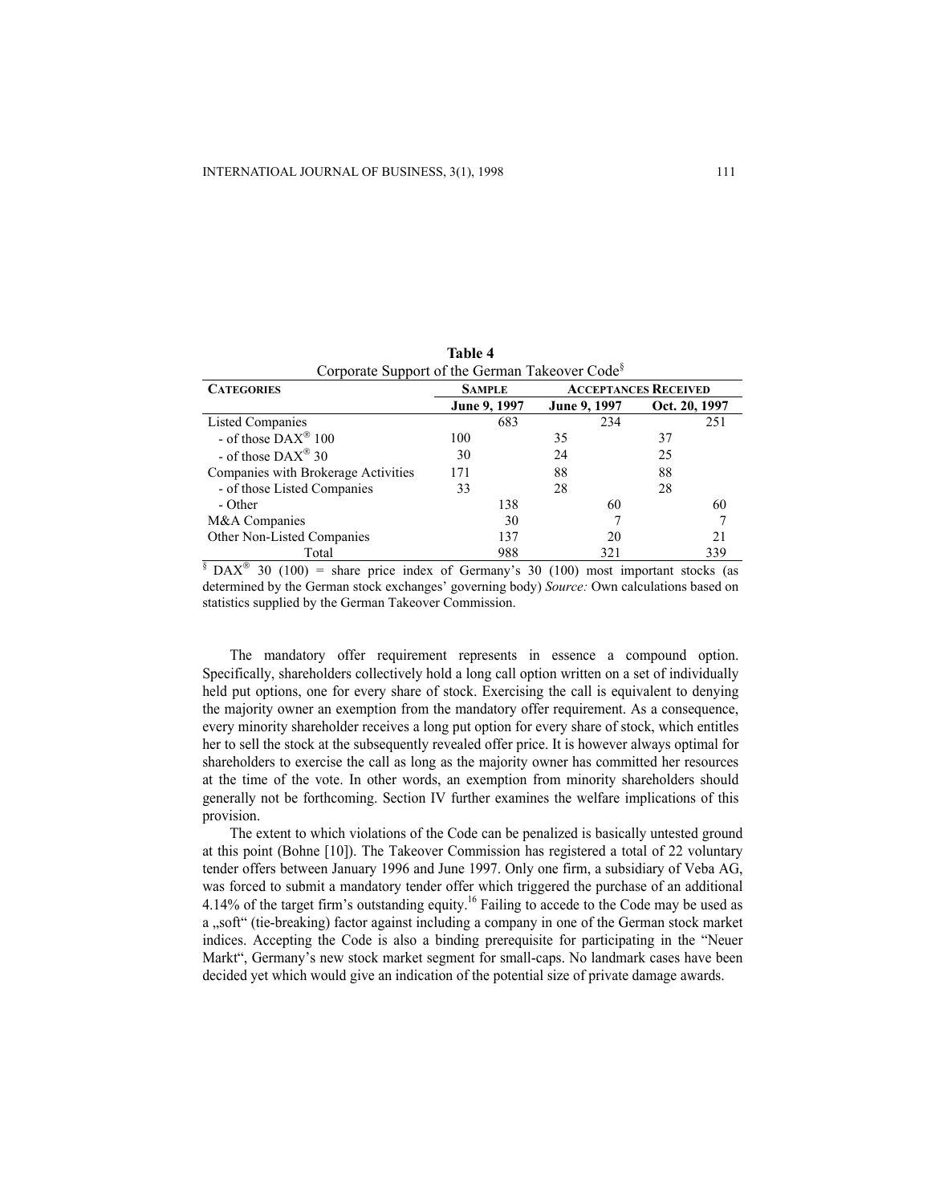**Table 4**
Corporate Support of the German Takeover Code[§]

| CATEGORIES | SAMPLE | ACCEPTANCES RECEIVED | |
|---|---|---|---|
| | June 9, 1997 | June 9, 1997 | Oct. 20, 1997 |
| Listed Companies | 683 | 234 | 251 |
| - of those DAX® 100 | 100 | 35 | 37 |
| - of those DAX® 30 | 30 | 24 | 25 |
| Companies with Brokerage Activities | 171 | 88 | 88 |
| - of those Listed Companies | 33 | 28 | 28 |
| - Other | 138 | 60 | 60 |
| M&A Companies | 30 | 7 | 7 |
| Other Non-Listed Companies | 137 | 20 | 21 |
| Total | 988 | 321 | 339 |

[§] DAX® 30 (100) = share price index of Germany's 30 (100) most important stocks (as determined by the German stock exchanges' governing body) *Source:* Own calculations based on statistics supplied by the German Takeover Commission.

The mandatory offer requirement represents in essence a compound option. Specifically, shareholders collectively hold a long call option written on a set of individually held put options, one for every share of stock. Exercising the call is equivalent to denying the majority owner an exemption from the mandatory offer requirement. As a consequence, every minority shareholder receives a long put option for every share of stock, which entitles her to sell the stock at the subsequently revealed offer price. It is however always optimal for shareholders to exercise the call as long as the majority owner has committed her resources at the time of the vote. In other words, an exemption from minority shareholders should generally not be forthcoming. Section IV further examines the welfare implications of this provision.

The extent to which violations of the Code can be penalized is basically untested ground at this point (Bohne [10]). The Takeover Commission has registered a total of 22 voluntary tender offers between January 1996 and June 1997. Only one firm, a subsidiary of Veba AG, was forced to submit a mandatory tender offer which triggered the purchase of an additional 4.14% of the target firm's outstanding equity.[16] Failing to accede to the Code may be used as a „soft" (tie-breaking) factor against including a company in one of the German stock market indices. Accepting the Code is also a binding prerequisite for participating in the "Neuer Markt", Germany's new stock market segment for small-caps. No landmark cases have been decided yet which would give an indication of the potential size of private damage awards.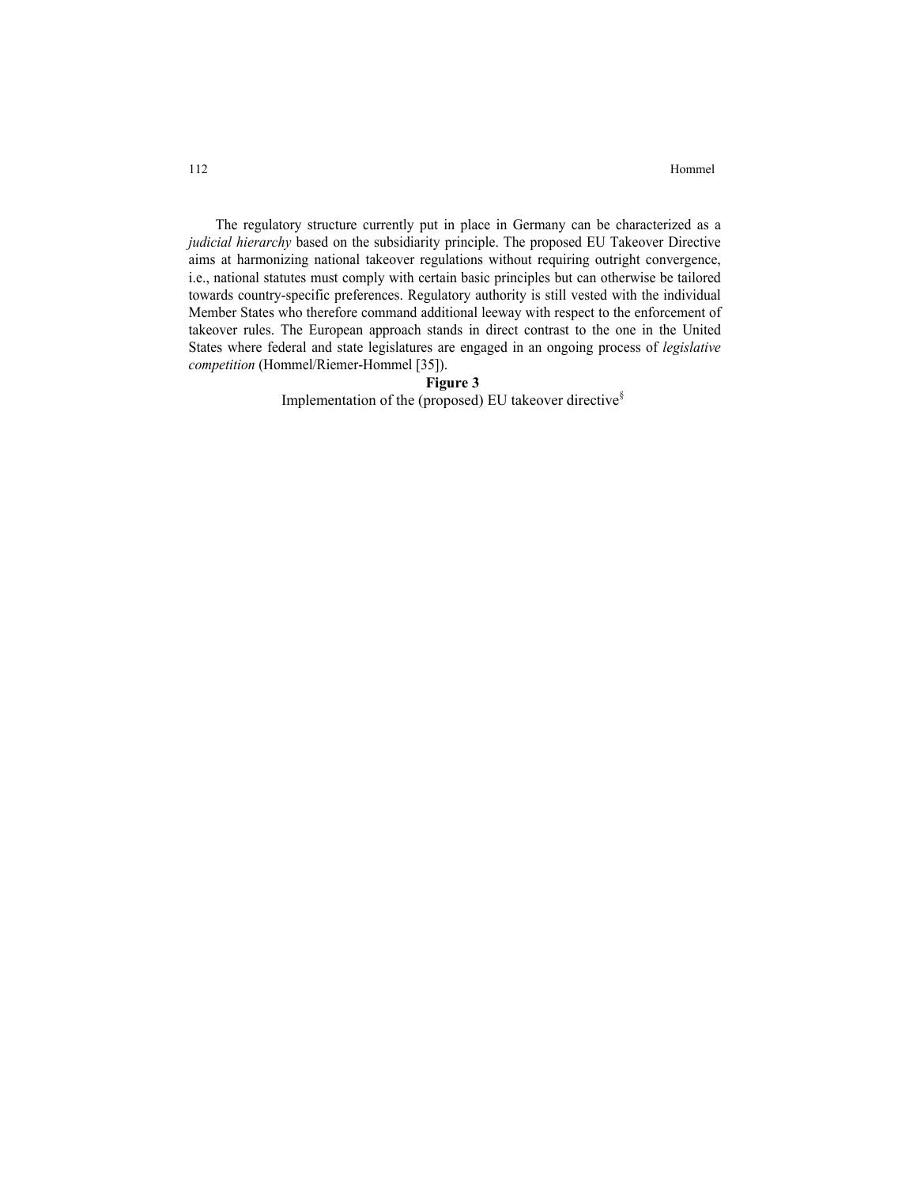The regulatory structure currently put in place in Germany can be characterized as a *judicial hierarchy* based on the subsidiarity principle. The proposed EU Takeover Directive aims at harmonizing national takeover regulations without requiring outright convergence, i.e., national statutes must comply with certain basic principles but can otherwise be tailored towards country-specific preferences. Regulatory authority is still vested with the individual Member States who therefore command additional leeway with respect to the enforcement of takeover rules. The European approach stands in direct contrast to the one in the United States where federal and state legislatures are engaged in an ongoing process of *legislative competition* (Hommel/Riemer-Hommel [35]).

**Figure 3**

Implementation of the (proposed) EU takeover directive[§]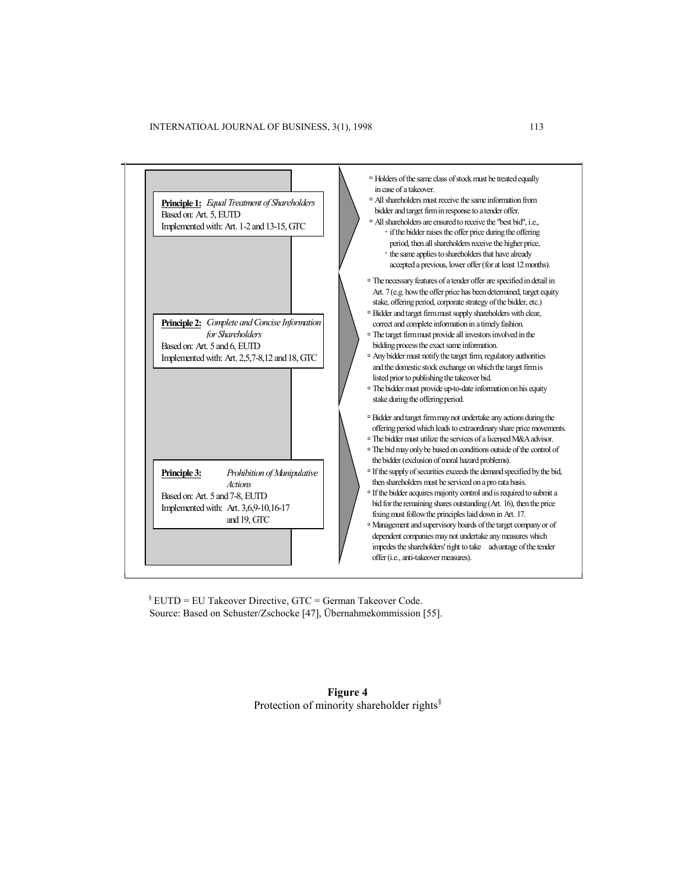**Principle 1:** *Equal Treatment of Shareholders*
Based on: Art. 5, EUTD
Implemented with: Art. 1-2 and 13-15, GTC

- Holders of the same class of stock must be treated equally in case of a takeover.
- All shareholders must receive the same information from bidder and target firm in response to a tender offer.
- All shareholders are ensured to receive the "best bid", i.e.,
  - if the bidder raises the offer price during the offering period, then all shareholders receive the higher price,
  - the same applies to shareholders that have already accepted a previous, lower offer (for at least 12 months).

**Principle 2:** *Complete and Concise Information for Shareholders*
Based on: Art. 5 and 6, EUTD
Implemented with: Art. 2,5,7-8,12 and 18, GTC

- The necessary features of a tender offer are specified in detail in Art. 7 (e.g. how the offer price has been determined, target equity stake, offering period, corporate strategy of the bidder, etc.)
- Bidder and target firm must supply shareholders with clear, correct and complete information in a timely fashion.
- The target firm must provide all investors involved in the bidding process the exact same information.
- Any bidder must notify the target firm, regulatory authorities and the domestic stock exchange on which the target firm is listed prior to publishing the takeover bid.
- The bidder must provide up-to-date information on his equity stake during the offering period.

**Principle 3:** *Prohibition of Manipulative Actions*
Based on: Art. 5 and 7-8, EUTD
Implemented with: Art. 3,6,9-10,16-17 and 19, GTC

- Bidder and target firm may not undertake any actions during the offering period which leads to extraordinary share price movements.
- The bidder must utilize the services of a licensed M&A advisor.
- The bid may only be based on conditions outside of the control of the bidder (exclusion of moral hazard problems).
- If the supply of securities exceeds the demand specified by the bid, then shareholders must be serviced on a pro rata basis.
- If the bidder acquires majority control and is required to submit a bid for the remaining shares outstanding (Art. 16), then the price fixing must follow the principles laid down in Art. 17.
- Management and supervisory boards of the target company or of dependent companies may not undertake any measures which impedes the shareholders' right to take advantage of the tender offer (i.e., anti-takeover measures).

§ EUTD = EU Takeover Directive, GTC = German Takeover Code.
Source: Based on Schuster/Zschocke [47], Übernahmekommission [55].

**Figure 4**
Protection of minority shareholder rights§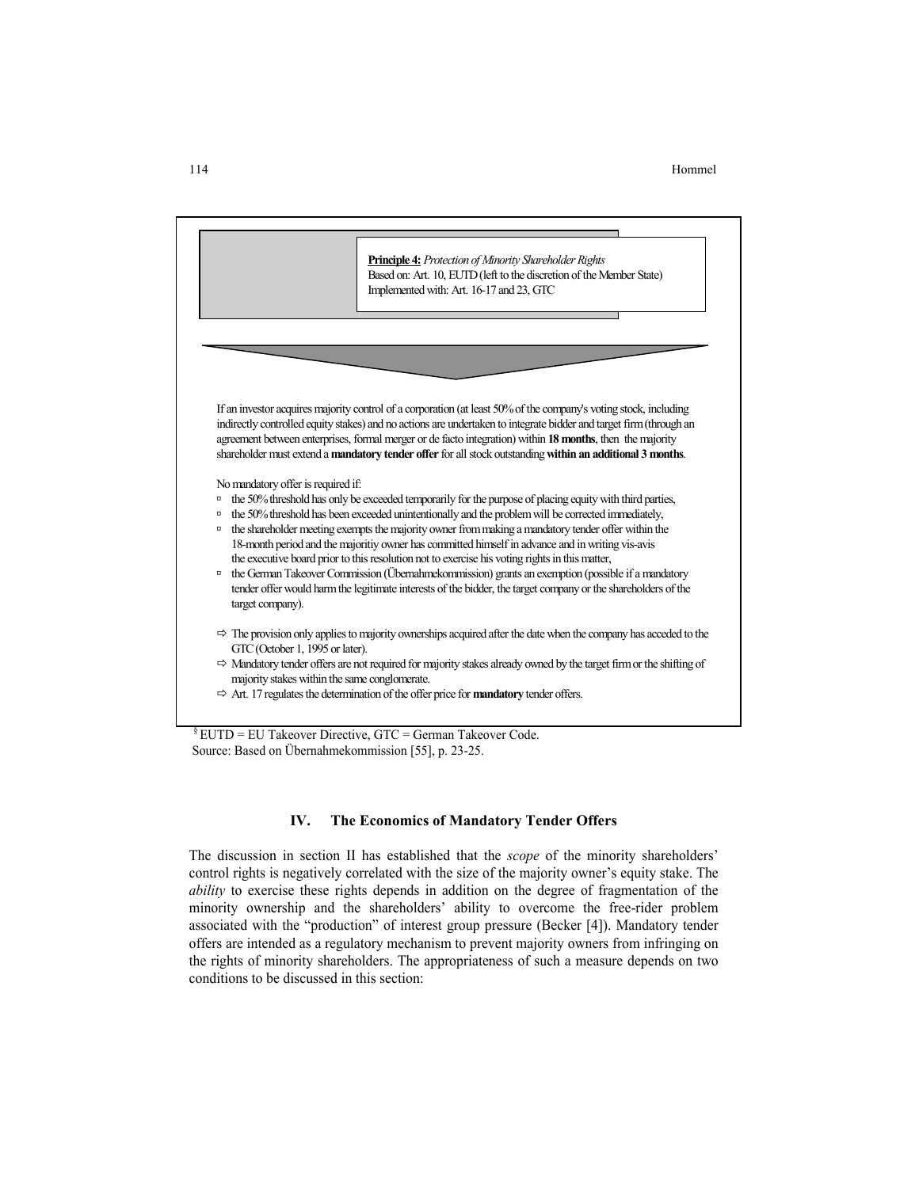**Principle 4:** *Protection of Minority Shareholder Rights*
Based on: Art. 10, EUTD (left to the discretion of the Member State)
Implemented with: Art. 16-17 and 23, GTC

If an investor acquires majority control of a corporation (at least 50% of the company's voting stock, including indirectly controlled equity stakes) and no actions are undertaken to integrate bidder and target firm (through an agreement between enterprises, formal merger or de facto integration) within **18 months**, then the majority shareholder must extend a **mandatory tender offer** for all stock outstanding **within an additional 3 months**.

No mandatory offer is required if:

- the 50% threshold has only be exceeded temporarily for the purpose of placing equity with third parties,
- the 50% threshold has been exceeded unintentionally and the problem will be corrected immediately,
- the shareholder meeting exempts the majority owner from making a mandatory tender offer within the 18-month period and the majoritiy owner has committed himself in advance and in writing vis-avis the executive board prior to this resolution not to exercise his voting rights in this matter,
- the German Takeover Commission (Übernahmekommission) grants an exemption (possible if a mandatory tender offer would harm the legitimate interests of the bidder, the target company or the shareholders of the target company).

⇨ The provision only applies to majority ownerships acquired after the date when the company has acceded to the GTC (October 1, 1995 or later).
⇨ Mandatory tender offers are not required for majority stakes already owned by the target firm or the shifting of majority stakes within the same conglomerate.
⇨ Art. 17 regulates the determination of the offer price for **mandatory** tender offers.

§ EUTD = EU Takeover Directive, GTC = German Takeover Code.
Source: Based on Übernahmekommission [55], p. 23-25.

## IV. The Economics of Mandatory Tender Offers

The discussion in section II has established that the *scope* of the minority shareholders' control rights is negatively correlated with the size of the majority owner's equity stake. The *ability* to exercise these rights depends in addition on the degree of fragmentation of the minority ownership and the shareholders' ability to overcome the free-rider problem associated with the "production" of interest group pressure (Becker [4]). Mandatory tender offers are intended as a regulatory mechanism to prevent majority owners from infringing on the rights of minority shareholders. The appropriateness of such a measure depends on two conditions to be discussed in this section: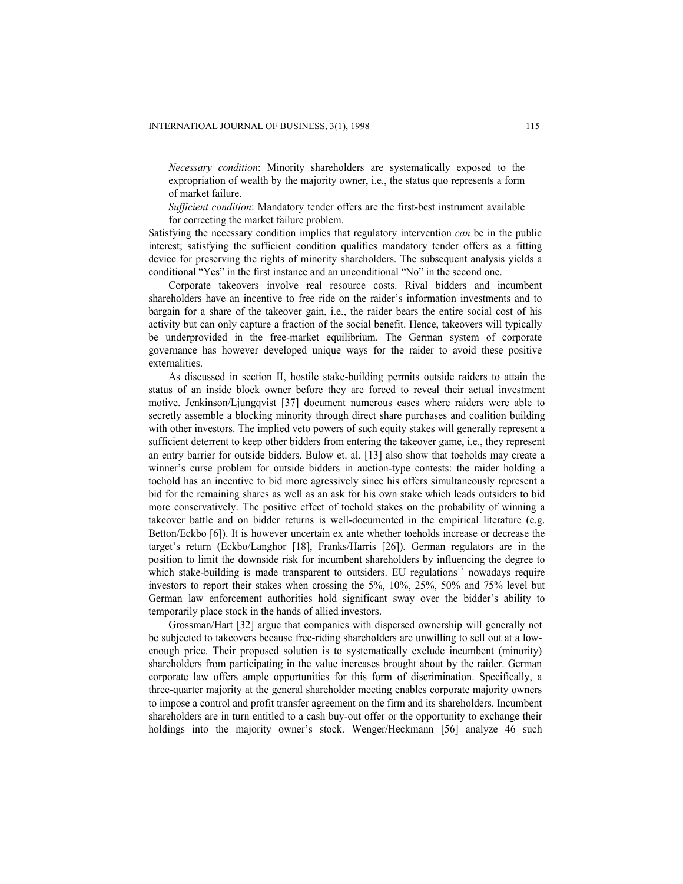*Necessary condition*: Minority shareholders are systematically exposed to the expropriation of wealth by the majority owner, i.e., the status quo represents a form of market failure.

*Sufficient condition*: Mandatory tender offers are the first-best instrument available for correcting the market failure problem.

Satisfying the necessary condition implies that regulatory intervention *can* be in the public interest; satisfying the sufficient condition qualifies mandatory tender offers as a fitting device for preserving the rights of minority shareholders. The subsequent analysis yields a conditional "Yes" in the first instance and an unconditional "No" in the second one.

Corporate takeovers involve real resource costs. Rival bidders and incumbent shareholders have an incentive to free ride on the raider's information investments and to bargain for a share of the takeover gain, i.e., the raider bears the entire social cost of his activity but can only capture a fraction of the social benefit. Hence, takeovers will typically be underprovided in the free-market equilibrium. The German system of corporate governance has however developed unique ways for the raider to avoid these positive externalities.

As discussed in section II, hostile stake-building permits outside raiders to attain the status of an inside block owner before they are forced to reveal their actual investment motive. Jenkinson/Ljungqvist [37] document numerous cases where raiders were able to secretly assemble a blocking minority through direct share purchases and coalition building with other investors. The implied veto powers of such equity stakes will generally represent a sufficient deterrent to keep other bidders from entering the takeover game, i.e., they represent an entry barrier for outside bidders. Bulow et. al. [13] also show that toeholds may create a winner's curse problem for outside bidders in auction-type contests: the raider holding a toehold has an incentive to bid more agressively since his offers simultaneously represent a bid for the remaining shares as well as an ask for his own stake which leads outsiders to bid more conservatively. The positive effect of toehold stakes on the probability of winning a takeover battle and on bidder returns is well-documented in the empirical literature (e.g. Betton/Eckbo [6]). It is however uncertain ex ante whether toeholds increase or decrease the target's return (Eckbo/Langhor [18], Franks/Harris [26]). German regulators are in the position to limit the downside risk for incumbent shareholders by influencing the degree to which stake-building is made transparent to outsiders. EU regulations[17] nowadays require investors to report their stakes when crossing the 5%, 10%, 25%, 50% and 75% level but German law enforcement authorities hold significant sway over the bidder's ability to temporarily place stock in the hands of allied investors.

Grossman/Hart [32] argue that companies with dispersed ownership will generally not be subjected to takeovers because free-riding shareholders are unwilling to sell out at a low-enough price. Their proposed solution is to systematically exclude incumbent (minority) shareholders from participating in the value increases brought about by the raider. German corporate law offers ample opportunities for this form of discrimination. Specifically, a three-quarter majority at the general shareholder meeting enables corporate majority owners to impose a control and profit transfer agreement on the firm and its shareholders. Incumbent shareholders are in turn entitled to a cash buy-out offer or the opportunity to exchange their holdings into the majority owner's stock. Wenger/Heckmann [56] analyze 46 such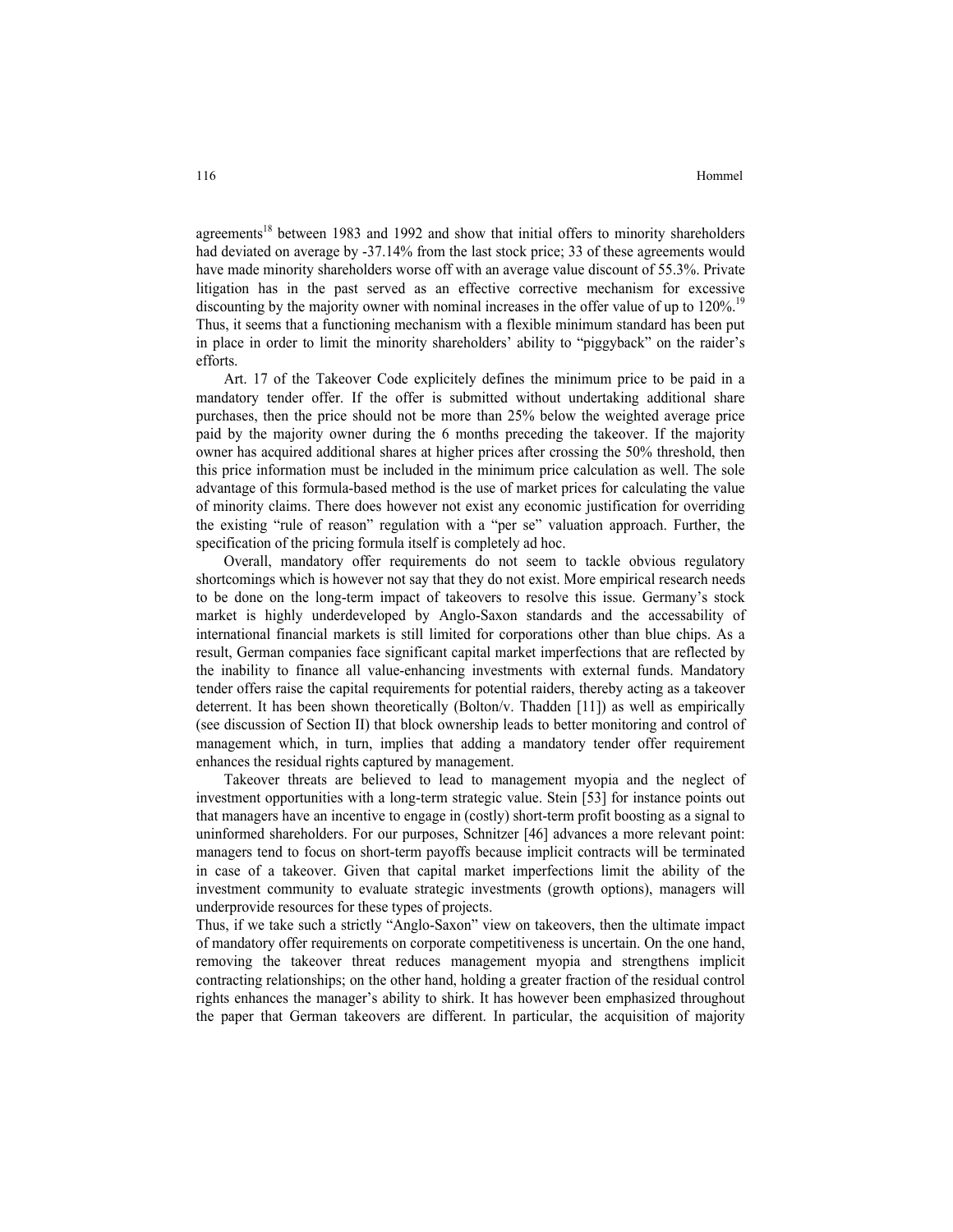agreements[18] between 1983 and 1992 and show that initial offers to minority shareholders had deviated on average by -37.14% from the last stock price; 33 of these agreements would have made minority shareholders worse off with an average value discount of 55.3%. Private litigation has in the past served as an effective corrective mechanism for excessive discounting by the majority owner with nominal increases in the offer value of up to 120%.[19] Thus, it seems that a functioning mechanism with a flexible minimum standard has been put in place in order to limit the minority shareholders' ability to "piggyback" on the raider's efforts.

Art. 17 of the Takeover Code explicitely defines the minimum price to be paid in a mandatory tender offer. If the offer is submitted without undertaking additional share purchases, then the price should not be more than 25% below the weighted average price paid by the majority owner during the 6 months preceding the takeover. If the majority owner has acquired additional shares at higher prices after crossing the 50% threshold, then this price information must be included in the minimum price calculation as well. The sole advantage of this formula-based method is the use of market prices for calculating the value of minority claims. There does however not exist any economic justification for overriding the existing "rule of reason" regulation with a "per se" valuation approach. Further, the specification of the pricing formula itself is completely ad hoc.

Overall, mandatory offer requirements do not seem to tackle obvious regulatory shortcomings which is however not say that they do not exist. More empirical research needs to be done on the long-term impact of takeovers to resolve this issue. Germany's stock market is highly underdeveloped by Anglo-Saxon standards and the accessability of international financial markets is still limited for corporations other than blue chips. As a result, German companies face significant capital market imperfections that are reflected by the inability to finance all value-enhancing investments with external funds. Mandatory tender offers raise the capital requirements for potential raiders, thereby acting as a takeover deterrent. It has been shown theoretically (Bolton/v. Thadden [11]) as well as empirically (see discussion of Section II) that block ownership leads to better monitoring and control of management which, in turn, implies that adding a mandatory tender offer requirement enhances the residual rights captured by management.

Takeover threats are believed to lead to management myopia and the neglect of investment opportunities with a long-term strategic value. Stein [53] for instance points out that managers have an incentive to engage in (costly) short-term profit boosting as a signal to uninformed shareholders. For our purposes, Schnitzer [46] advances a more relevant point: managers tend to focus on short-term payoffs because implicit contracts will be terminated in case of a takeover. Given that capital market imperfections limit the ability of the investment community to evaluate strategic investments (growth options), managers will underprovide resources for these types of projects.

Thus, if we take such a strictly "Anglo-Saxon" view on takeovers, then the ultimate impact of mandatory offer requirements on corporate competitiveness is uncertain. On the one hand, removing the takeover threat reduces management myopia and strengthens implicit contracting relationships; on the other hand, holding a greater fraction of the residual control rights enhances the manager's ability to shirk. It has however been emphasized throughout the paper that German takeovers are different. In particular, the acquisition of majority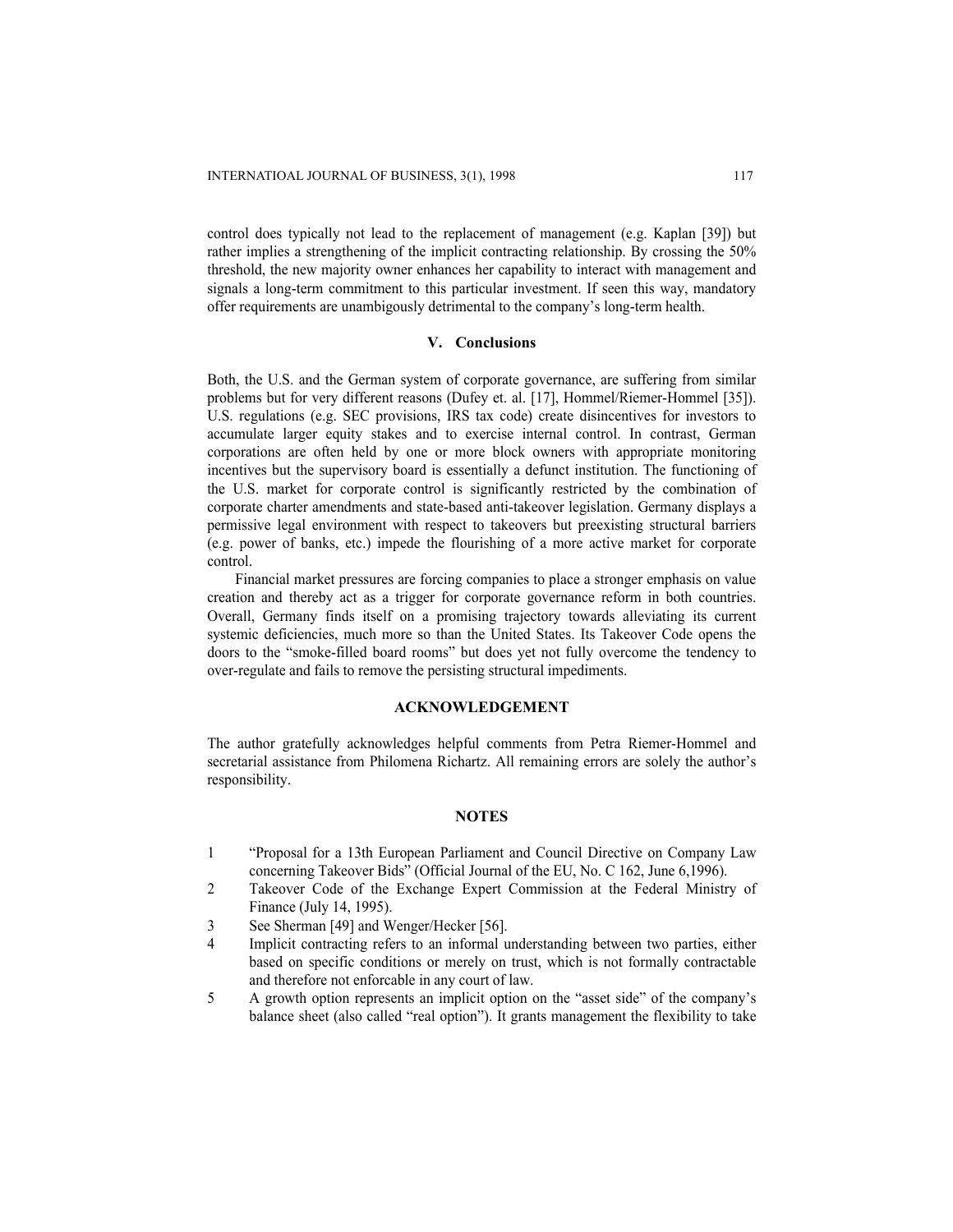control does typically not lead to the replacement of management (e.g. Kaplan [39]) but rather implies a strengthening of the implicit contracting relationship. By crossing the 50% threshold, the new majority owner enhances her capability to interact with management and signals a long-term commitment to this particular investment. If seen this way, mandatory offer requirements are unambigously detrimental to the company's long-term health.

## V. Conclusions

Both, the U.S. and the German system of corporate governance, are suffering from similar problems but for very different reasons (Dufey et. al. [17], Hommel/Riemer-Hommel [35]). U.S. regulations (e.g. SEC provisions, IRS tax code) create disincentives for investors to accumulate larger equity stakes and to exercise internal control. In contrast, German corporations are often held by one or more block owners with appropriate monitoring incentives but the supervisory board is essentially a defunct institution. The functioning of the U.S. market for corporate control is significantly restricted by the combination of corporate charter amendments and state-based anti-takeover legislation. Germany displays a permissive legal environment with respect to takeovers but preexisting structural barriers (e.g. power of banks, etc.) impede the flourishing of a more active market for corporate control.

Financial market pressures are forcing companies to place a stronger emphasis on value creation and thereby act as a trigger for corporate governance reform in both countries. Overall, Germany finds itself on a promising trajectory towards alleviating its current systemic deficiencies, much more so than the United States. Its Takeover Code opens the doors to the "smoke-filled board rooms" but does yet not fully overcome the tendency to over-regulate and fails to remove the persisting structural impediments.

## ACKNOWLEDGEMENT

The author gratefully acknowledges helpful comments from Petra Riemer-Hommel and secretarial assistance from Philomena Richartz. All remaining errors are solely the author's responsibility.

## NOTES

1. "Proposal for a 13th European Parliament and Council Directive on Company Law concerning Takeover Bids" (Official Journal of the EU, No. C 162, June 6,1996).
2. Takeover Code of the Exchange Expert Commission at the Federal Ministry of Finance (July 14, 1995).
3. See Sherman [49] and Wenger/Hecker [56].
4. Implicit contracting refers to an informal understanding between two parties, either based on specific conditions or merely on trust, which is not formally contractable and therefore not enforcable in any court of law.
5. A growth option represents an implicit option on the "asset side" of the company's balance sheet (also called "real option"). It grants management the flexibility to take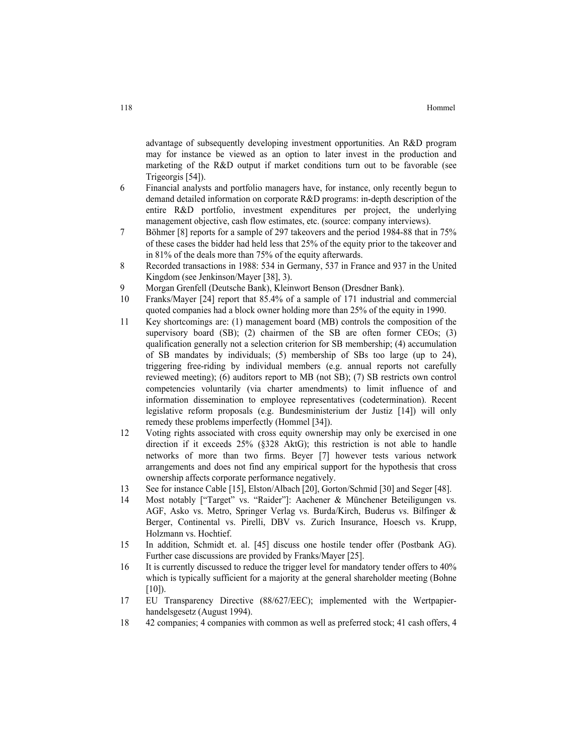advantage of subsequently developing investment opportunities. An R&D program may for instance be viewed as an option to later invest in the production and marketing of the R&D output if market conditions turn out to be favorable (see Trigeorgis [54]).

6 Financial analysts and portfolio managers have, for instance, only recently begun to demand detailed information on corporate R&D programs: in-depth description of the entire R&D portfolio, investment expenditures per project, the underlying management objective, cash flow estimates, etc. (source: company interviews).

7 Böhmer [8] reports for a sample of 297 takeovers and the period 1984-88 that in 75% of these cases the bidder had held less that 25% of the equity prior to the takeover and in 81% of the deals more than 75% of the equity afterwards.

8 Recorded transactions in 1988: 534 in Germany, 537 in France and 937 in the United Kingdom (see Jenkinson/Mayer [38], 3).

9 Morgan Grenfell (Deutsche Bank), Kleinwort Benson (Dresdner Bank).

10 Franks/Mayer [24] report that 85.4% of a sample of 171 industrial and commercial quoted companies had a block owner holding more than 25% of the equity in 1990.

11 Key shortcomings are: (1) management board (MB) controls the composition of the supervisory board (SB); (2) chairmen of the SB are often former CEOs; (3) qualification generally not a selection criterion for SB membership; (4) accumulation of SB mandates by individuals; (5) membership of SBs too large (up to 24), triggering free-riding by individual members (e.g. annual reports not carefully reviewed meeting); (6) auditors report to MB (not SB); (7) SB restricts own control competencies voluntarily (via charter amendments) to limit influence of and information dissemination to employee representatives (codetermination). Recent legislative reform proposals (e.g. Bundesministerium der Justiz [14]) will only remedy these problems imperfectly (Hommel [34]).

12 Voting rights associated with cross equity ownership may only be exercised in one direction if it exceeds 25% (§328 AktG); this restriction is not able to handle networks of more than two firms. Beyer [7] however tests various network arrangements and does not find any empirical support for the hypothesis that cross ownership affects corporate performance negatively.

13 See for instance Cable [15], Elston/Albach [20], Gorton/Schmid [30] and Seger [48].

14 Most notably ["Target" vs. "Raider"]: Aachener & Münchener Beteiligungen vs. AGF, Asko vs. Metro, Springer Verlag vs. Burda/Kirch, Buderus vs. Bilfinger & Berger, Continental vs. Pirelli, DBV vs. Zurich Insurance, Hoesch vs. Krupp, Holzmann vs. Hochtief.

15 In addition, Schmidt et. al. [45] discuss one hostile tender offer (Postbank AG). Further case discussions are provided by Franks/Mayer [25].

16 It is currently discussed to reduce the trigger level for mandatory tender offers to 40% which is typically sufficient for a majority at the general shareholder meeting (Bohne [10]).

17 EU Transparency Directive (88/627/EEC); implemented with the Wertpapierhandelsgesetz (August 1994).

18 42 companies; 4 companies with common as well as preferred stock; 41 cash offers, 4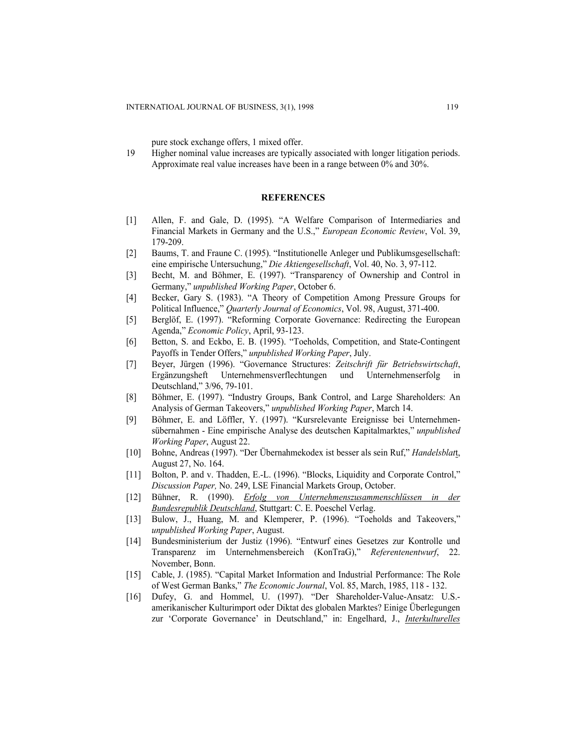pure stock exchange offers, 1 mixed offer.

19 Higher nominal value increases are typically associated with longer litigation periods. Approximate real value increases have been in a range between 0% and 30%.

## REFERENCES

[1] Allen, F. and Gale, D. (1995). "A Welfare Comparison of Intermediaries and Financial Markets in Germany and the U.S.," *European Economic Review*, Vol. 39, 179-209.

[2] Baums, T. and Fraune C. (1995). "Institutionelle Anleger und Publikumsgesellschaft: eine empirische Untersuchung," *Die Aktiengesellschaft*, Vol. 40, No. 3, 97-112.

[3] Becht, M. and Böhmer, E. (1997). "Transparency of Ownership and Control in Germany," *unpublished Working Paper*, October 6.

[4] Becker, Gary S. (1983). "A Theory of Competition Among Pressure Groups for Political Influence," *Quarterly Journal of Economics*, Vol. 98, August, 371-400.

[5] Berglöf, E. (1997). "Reforming Corporate Governance: Redirecting the European Agenda," *Economic Policy*, April, 93-123.

[6] Betton, S. and Eckbo, E. B. (1995). "Toeholds, Competition, and State-Contingent Payoffs in Tender Offers," *unpublished Working Paper*, July.

[7] Beyer, Jürgen (1996). "Governance Structures: *Zeitschrift für Betriebswirtschaft*, Ergänzungsheft Unternehmensverflechtungen und Unternehmenserfolg in Deutschland," 3/96, 79-101.

[8] Böhmer, E. (1997). "Industry Groups, Bank Control, and Large Shareholders: An Analysis of German Takeovers," *unpublished Working Paper*, March 14.

[9] Böhmer, E. and Löffler, Y. (1997). "Kursrelevante Ereignisse bei Unternehmensübernahmen - Eine empirische Analyse des deutschen Kapitalmarktes," *unpublished Working Paper*, August 22.

[10] Bohne, Andreas (1997). "Der Übernahmekodex ist besser als sein Ruf," *Handelsblatt*, August 27, No. 164.

[11] Bolton, P. and v. Thadden, E.-L. (1996). "Blocks, Liquidity and Corporate Control," *Discussion Paper,* No. 249, LSE Financial Markets Group, October.

[12] Bühner, R. (1990). *Erfolg von Unternehmenszusammenschlüssen in der Bundesrepublik Deutschland*, Stuttgart: C. E. Poeschel Verlag.

[13] Bulow, J., Huang, M. and Klemperer, P. (1996). "Toeholds and Takeovers," *unpublished Working Paper*, August.

[14] Bundesministerium der Justiz (1996). "Entwurf eines Gesetzes zur Kontrolle und Transparenz im Unternehmensbereich (KonTraG)," *Referentenentwurf*, 22. November, Bonn.

[15] Cable, J. (1985). "Capital Market Information and Industrial Performance: The Role of West German Banks," *The Economic Journal*, Vol. 85, March, 1985, 118 - 132.

[16] Dufey, G. and Hommel, U. (1997). "Der Shareholder-Value-Ansatz: U.S.-amerikanischer Kulturimport oder Diktat des globalen Marktes? Einige Überlegungen zur 'Corporate Governance' in Deutschland," in: Engelhard, J., *Interkulturelles*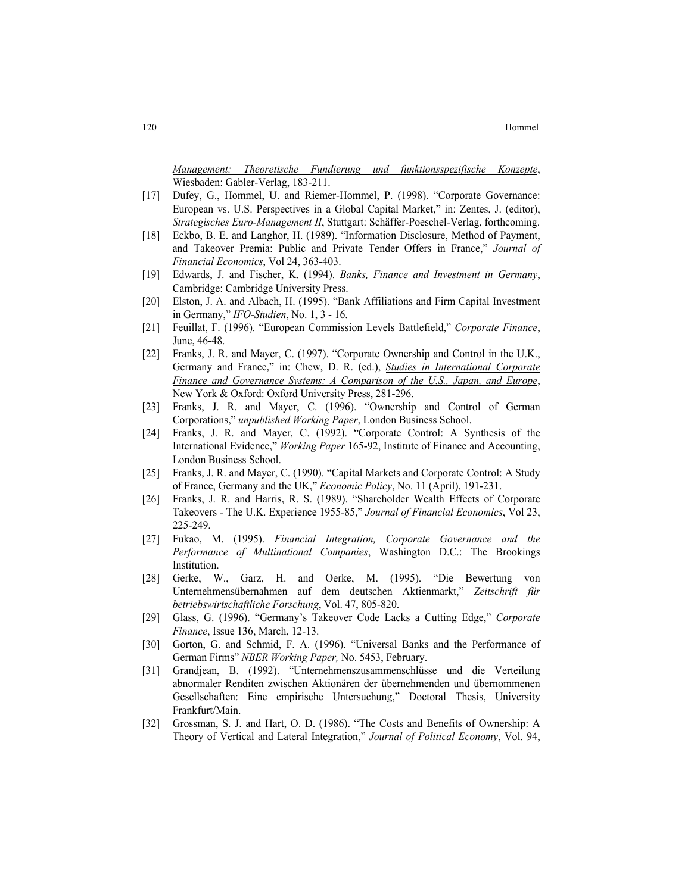Management: Theoretische Fundierung und funktionsspezifische Konzepte, Wiesbaden: Gabler-Verlag, 183-211.

[17] Dufey, G., Hommel, U. and Riemer-Hommel, P. (1998). "Corporate Governance: European vs. U.S. Perspectives in a Global Capital Market," in: Zentes, J. (editor), Strategisches Euro-Management II, Stuttgart: Schäffer-Poeschel-Verlag, forthcoming.

[18] Eckbo, B. E. and Langhor, H. (1989). "Information Disclosure, Method of Payment, and Takeover Premia: Public and Private Tender Offers in France," *Journal of Financial Economics*, Vol 24, 363-403.

[19] Edwards, J. and Fischer, K. (1994). Banks, Finance and Investment in Germany, Cambridge: Cambridge University Press.

[20] Elston, J. A. and Albach, H. (1995). "Bank Affiliations and Firm Capital Investment in Germany," *IFO-Studien*, No. 1, 3 - 16.

[21] Feuillat, F. (1996). "European Commission Levels Battlefield," *Corporate Finance*, June, 46-48.

[22] Franks, J. R. and Mayer, C. (1997). "Corporate Ownership and Control in the U.K., Germany and France," in: Chew, D. R. (ed.), Studies in International Corporate Finance and Governance Systems: A Comparison of the U.S., Japan, and Europe, New York & Oxford: Oxford University Press, 281-296.

[23] Franks, J. R. and Mayer, C. (1996). "Ownership and Control of German Corporations," *unpublished Working Paper*, London Business School.

[24] Franks, J. R. and Mayer, C. (1992). "Corporate Control: A Synthesis of the International Evidence," *Working Paper* 165-92, Institute of Finance and Accounting, London Business School.

[25] Franks, J. R. and Mayer, C. (1990). "Capital Markets and Corporate Control: A Study of France, Germany and the UK," *Economic Policy*, No. 11 (April), 191-231.

[26] Franks, J. R. and Harris, R. S. (1989). "Shareholder Wealth Effects of Corporate Takeovers - The U.K. Experience 1955-85," *Journal of Financial Economics*, Vol 23, 225-249.

[27] Fukao, M. (1995). Financial Integration, Corporate Governance and the Performance of Multinational Companies, Washington D.C.: The Brookings Institution.

[28] Gerke, W., Garz, H. and Oerke, M. (1995). "Die Bewertung von Unternehmensübernahmen auf dem deutschen Aktienmarkt," *Zeitschrift für betriebswirtschaftliche Forschung*, Vol. 47, 805-820.

[29] Glass, G. (1996). "Germany's Takeover Code Lacks a Cutting Edge," *Corporate Finance*, Issue 136, March, 12-13.

[30] Gorton, G. and Schmid, F. A. (1996). "Universal Banks and the Performance of German Firms" *NBER Working Paper,* No. 5453, February.

[31] Grandjean, B. (1992). "Unternehmenszusammenschlüsse und die Verteilung abnormaler Renditen zwischen Aktionären der übernehmenden und übernommenen Gesellschaften: Eine empirische Untersuchung," Doctoral Thesis, University Frankfurt/Main.

[32] Grossman, S. J. and Hart, O. D. (1986). "The Costs and Benefits of Ownership: A Theory of Vertical and Lateral Integration," *Journal of Political Economy*, Vol. 94,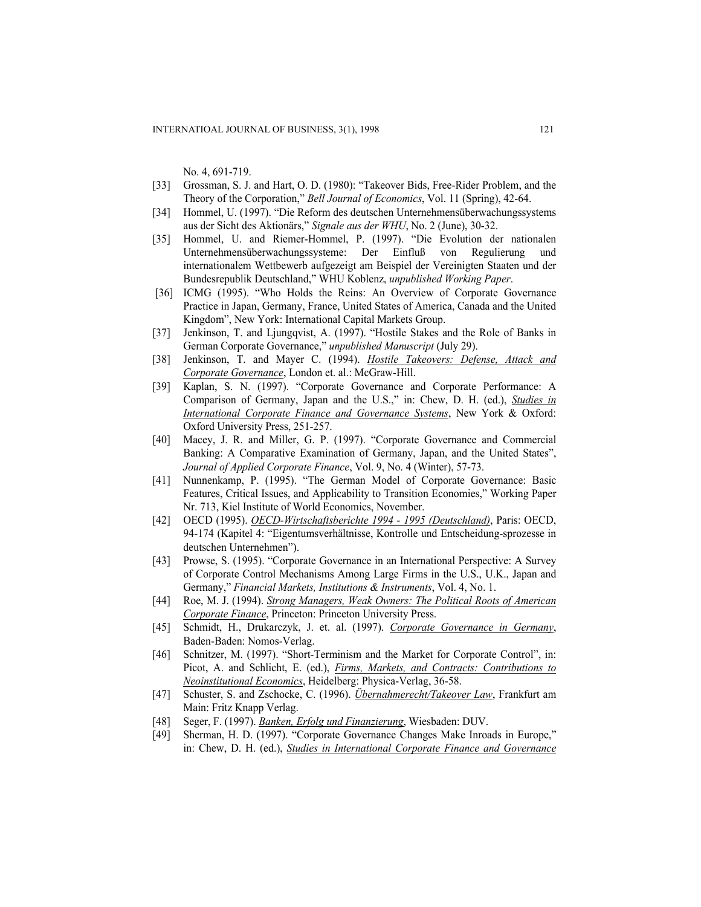No. 4, 691-719.

[33] Grossman, S. J. and Hart, O. D. (1980): "Takeover Bids, Free-Rider Problem, and the Theory of the Corporation," *Bell Journal of Economics*, Vol. 11 (Spring), 42-64.

[34] Hommel, U. (1997). "Die Reform des deutschen Unternehmensüberwachungssystems aus der Sicht des Aktionärs," *Signale aus der WHU*, No. 2 (June), 30-32.

[35] Hommel, U. and Riemer-Hommel, P. (1997). "Die Evolution der nationalen Unternehmensüberwachungssysteme: Der Einfluß von Regulierung und internationalem Wettbewerb aufgezeigt am Beispiel der Vereinigten Staaten und der Bundesrepublik Deutschland," WHU Koblenz, *unpublished Working Paper*.

[36] ICMG (1995). "Who Holds the Reins: An Overview of Corporate Governance Practice in Japan, Germany, France, United States of America, Canada and the United Kingdom", New York: International Capital Markets Group.

[37] Jenkinson, T. and Ljungqvist, A. (1997). "Hostile Stakes and the Role of Banks in German Corporate Governance," *unpublished Manuscript* (July 29).

[38] Jenkinson, T. and Mayer C. (1994). *Hostile Takeovers: Defense, Attack and Corporate Governance*, London et. al.: McGraw-Hill.

[39] Kaplan, S. N. (1997). "Corporate Governance and Corporate Performance: A Comparison of Germany, Japan and the U.S.," in: Chew, D. H. (ed.), *Studies in International Corporate Finance and Governance Systems*, New York & Oxford: Oxford University Press, 251-257.

[40] Macey, J. R. and Miller, G. P. (1997). "Corporate Governance and Commercial Banking: A Comparative Examination of Germany, Japan, and the United States", *Journal of Applied Corporate Finance*, Vol. 9, No. 4 (Winter), 57-73.

[41] Nunnenkamp, P. (1995). "The German Model of Corporate Governance: Basic Features, Critical Issues, and Applicability to Transition Economies," Working Paper Nr. 713, Kiel Institute of World Economics, November.

[42] OECD (1995). *OECD-Wirtschaftsberichte 1994 - 1995 (Deutschland)*, Paris: OECD, 94-174 (Kapitel 4: "Eigentumsverhältnisse, Kontrolle und Entscheidung-sprozesse in deutschen Unternehmen").

[43] Prowse, S. (1995). "Corporate Governance in an International Perspective: A Survey of Corporate Control Mechanisms Among Large Firms in the U.S., U.K., Japan and Germany," *Financial Markets, Institutions & Instruments*, Vol. 4, No. 1.

[44] Roe, M. J. (1994). *Strong Managers, Weak Owners: The Political Roots of American Corporate Finance*, Princeton: Princeton University Press.

[45] Schmidt, H., Drukarczyk, J. et. al. (1997). *Corporate Governance in Germany*, Baden-Baden: Nomos-Verlag.

[46] Schnitzer, M. (1997). "Short-Terminism and the Market for Corporate Control", in: Picot, A. and Schlicht, E. (ed.), *Firms, Markets, and Contracts: Contributions to Neoinstitutional Economics*, Heidelberg: Physica-Verlag, 36-58.

[47] Schuster, S. and Zschocke, C. (1996). *Übernahmerecht/Takeover Law*, Frankfurt am Main: Fritz Knapp Verlag.

[48] Seger, F. (1997). *Banken, Erfolg und Finanzierung*, Wiesbaden: DUV.

[49] Sherman, H. D. (1997). "Corporate Governance Changes Make Inroads in Europe," in: Chew, D. H. (ed.), *Studies in International Corporate Finance and Governance*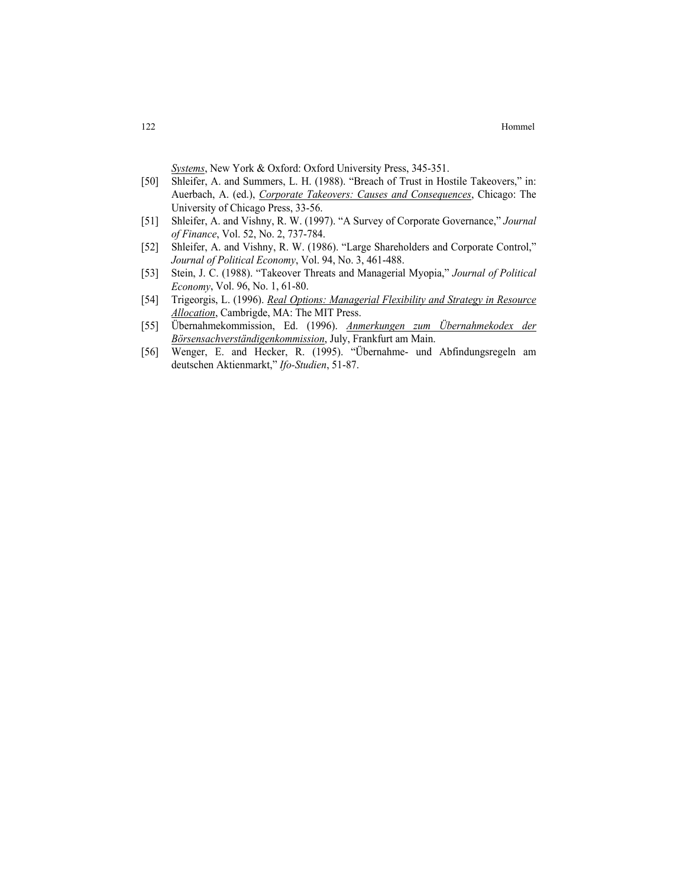Systems, New York & Oxford: Oxford University Press, 345-351.

[50] Shleifer, A. and Summers, L. H. (1988). "Breach of Trust in Hostile Takeovers," in: Auerbach, A. (ed.), Corporate Takeovers: Causes and Consequences, Chicago: The University of Chicago Press, 33-56.

[51] Shleifer, A. and Vishny, R. W. (1997). "A Survey of Corporate Governance," *Journal of Finance*, Vol. 52, No. 2, 737-784.

[52] Shleifer, A. and Vishny, R. W. (1986). "Large Shareholders and Corporate Control," *Journal of Political Economy*, Vol. 94, No. 3, 461-488.

[53] Stein, J. C. (1988). "Takeover Threats and Managerial Myopia," *Journal of Political Economy*, Vol. 96, No. 1, 61-80.

[54] Trigeorgis, L. (1996). Real Options: Managerial Flexibility and Strategy in Resource Allocation, Cambrigde, MA: The MIT Press.

[55] Übernahmekommission, Ed. (1996). Anmerkungen zum Übernahmekodex der Börsensachverständigenkommission, July, Frankfurt am Main.

[56] Wenger, E. and Hecker, R. (1995). "Übernahme- und Abfindungsregeln am deutschen Aktienmarkt," *Ifo-Studien*, 51-87.